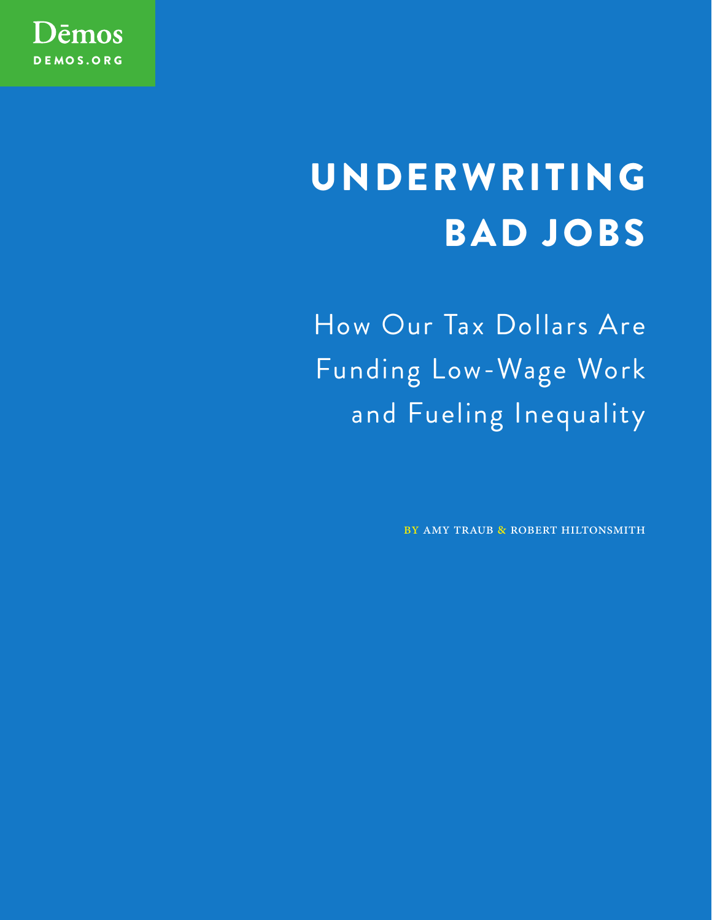Dēmos

DEMOS.ORG

# UNDERWRITING BAD JOBS

## How Our Tax Dollars Are Funding Low-Wage Work and Fueling Inequality

BY AMY TRAUB & ROBERT HILTONSMITH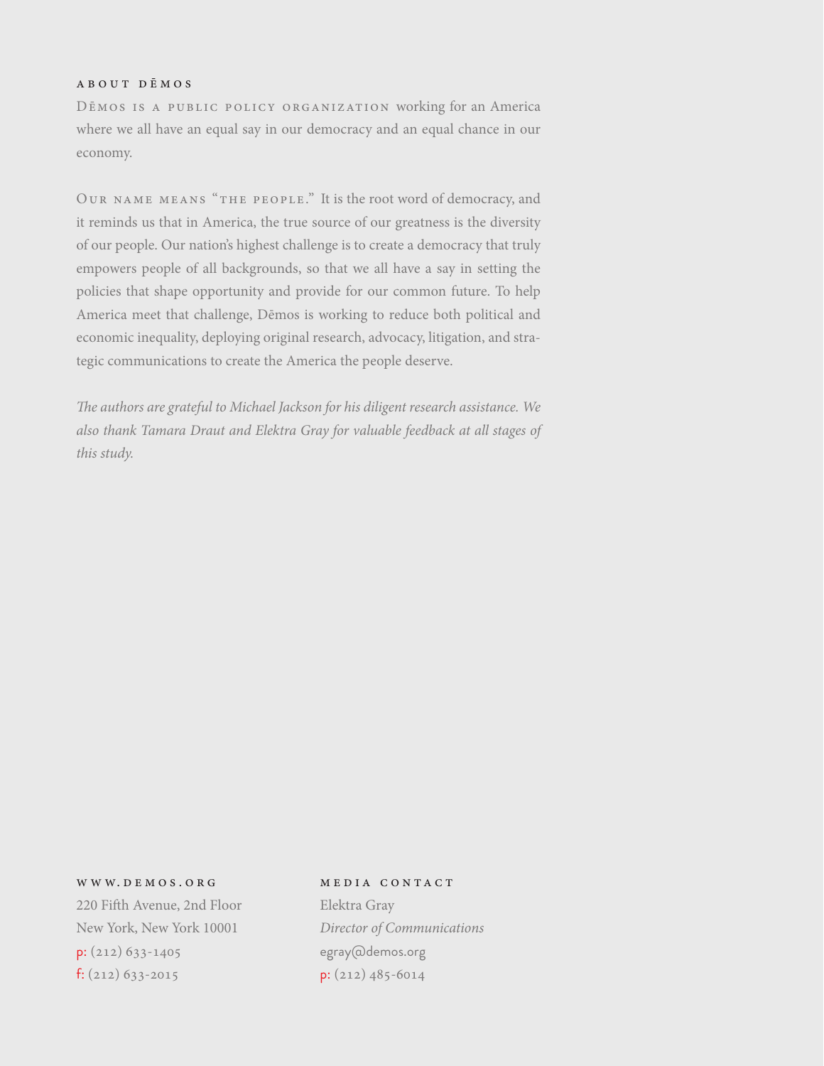## ABOUT DĒMOS

DĒMOS IS A PUBLIC POLICY ORGANIZATION working for an America where we all have an equal say in our democracy and an equal chance in our economy.

OUR NAME MEANS "THE PEOPLE." It is the root word of democracy, and it reminds us that in America, the true source of our greatness is the diversity of our people. Our nation's highest challenge is to create a democracy that truly empowers people of all backgrounds, so that we all have a say in setting the policies that shape opportunity and provide for our common future. To help America meet that challenge, Dēmos is working to reduce both political and economic inequality, deploying original research, advocacy, litigation, and strategic communications to create the America the people deserve.

*The authors are grateful to Michael Jackson for his diligent research assistance. We also thank Tamara Draut and Elektra Gray for valuable feedback at all stages of this study.*

**WWW.DEMOS.ORG**
220 Fifth Avenue, 2nd Floor
New York, New York 10001
p: (212) 633-1405
f: (212) 633-2015

**MEDIA CONTACT**
Elektra Gray
*Director of Communications*
egray@demos.org
p: (212) 485-6014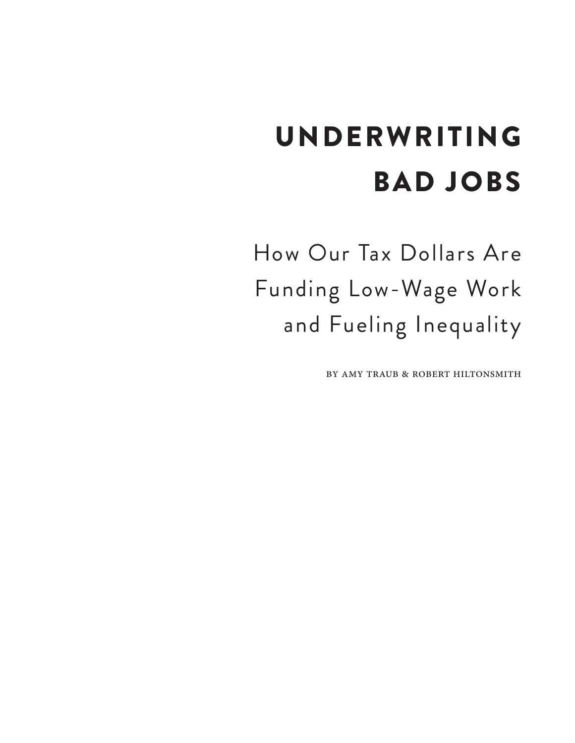# UNDERWRITING BAD JOBS

## How Our Tax Dollars Are Funding Low-Wage Work and Fueling Inequality

BY AMY TRAUB & ROBERT HILTONSMITH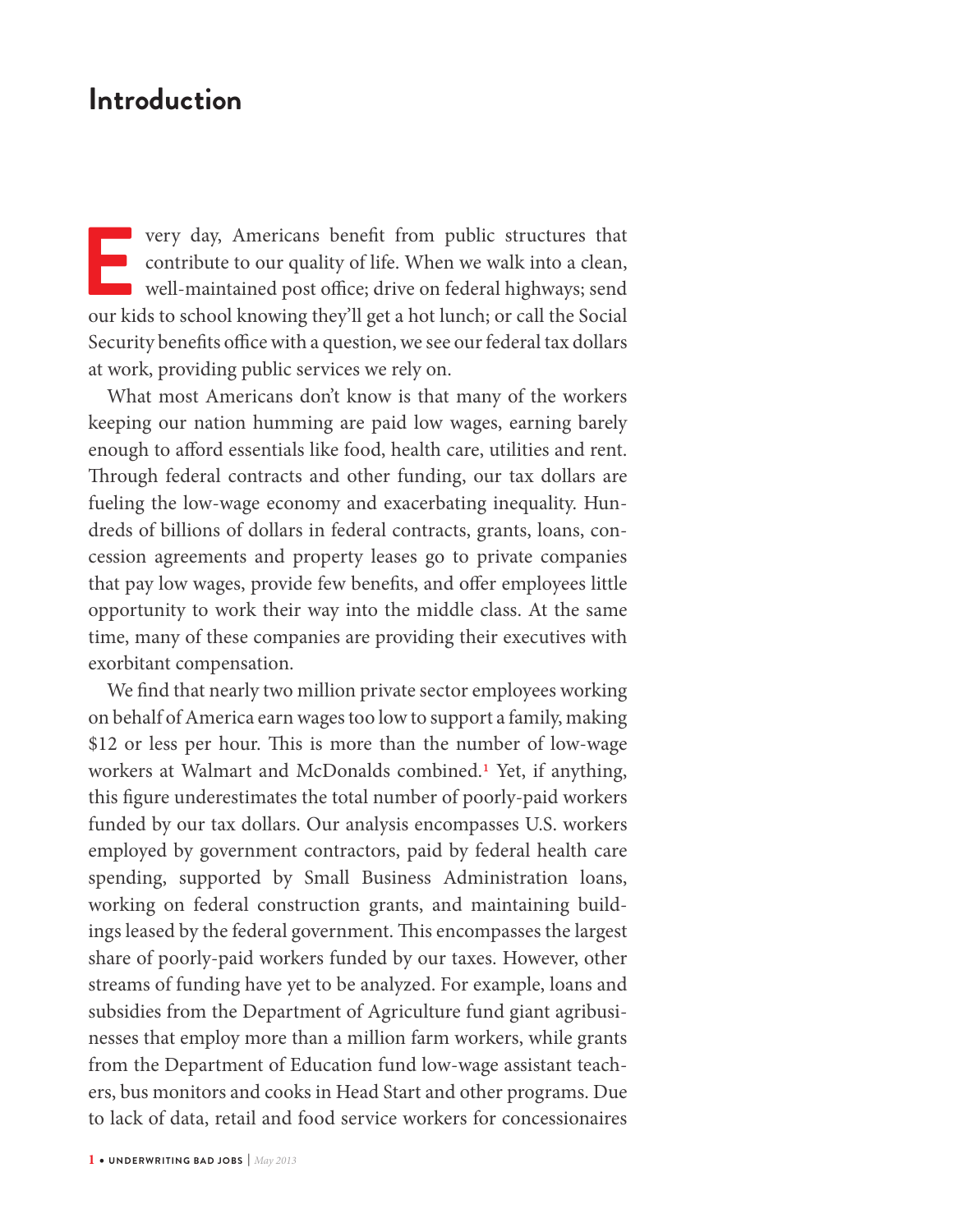## Introduction

Every day, Americans benefit from public structures that contribute to our quality of life. When we walk into a clean, well-maintained post office; drive on federal highways; send our kids to school knowing they'll get a hot lunch; or call the Social Security benefits office with a question, we see our federal tax dollars at work, providing public services we rely on.

What most Americans don't know is that many of the workers keeping our nation humming are paid low wages, earning barely enough to afford essentials like food, health care, utilities and rent. Through federal contracts and other funding, our tax dollars are fueling the low-wage economy and exacerbating inequality. Hundreds of billions of dollars in federal contracts, grants, loans, concession agreements and property leases go to private companies that pay low wages, provide few benefits, and offer employees little opportunity to work their way into the middle class. At the same time, many of these companies are providing their executives with exorbitant compensation.

We find that nearly two million private sector employees working on behalf of America earn wages too low to support a family, making $12 or less per hour. This is more than the number of low-wage workers at Walmart and McDonalds combined.[1] Yet, if anything, this figure underestimates the total number of poorly-paid workers funded by our tax dollars. Our analysis encompasses U.S. workers employed by government contractors, paid by federal health care spending, supported by Small Business Administration loans, working on federal construction grants, and maintaining buildings leased by the federal government. This encompasses the largest share of poorly-paid workers funded by our taxes. However, other streams of funding have yet to be analyzed. For example, loans and subsidies from the Department of Agriculture fund giant agribusinesses that employ more than a million farm workers, while grants from the Department of Education fund low-wage assistant teachers, bus monitors and cooks in Head Start and other programs. Due to lack of data, retail and food service workers for concessionaires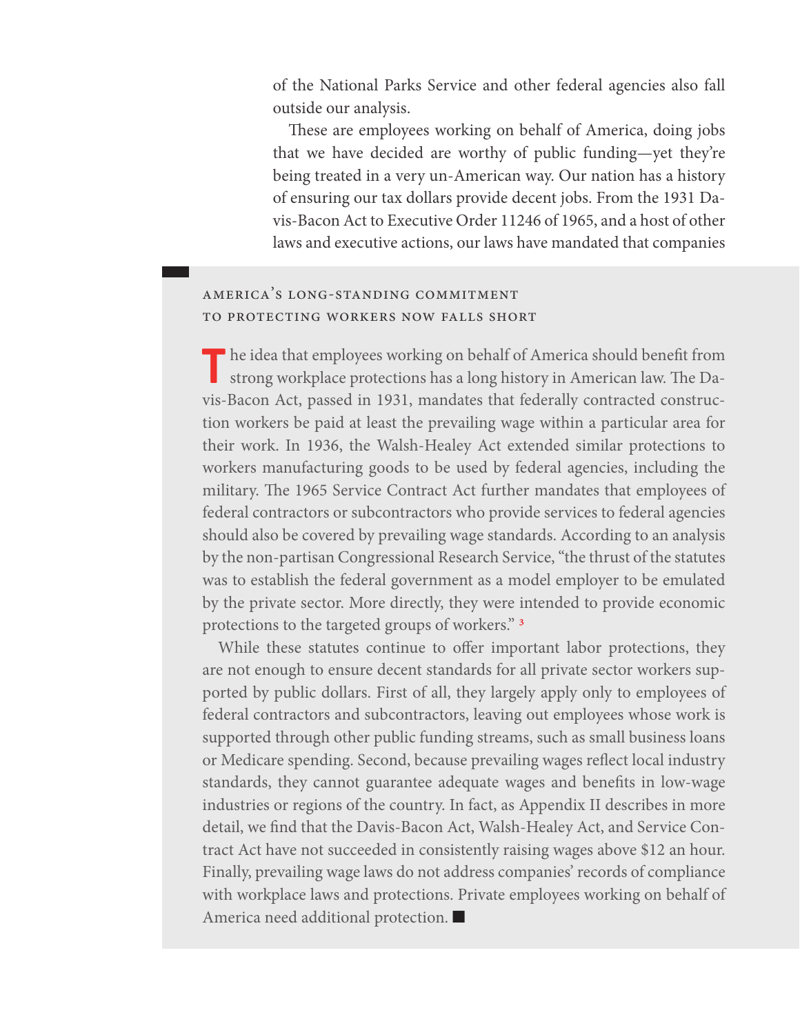of the National Parks Service and other federal agencies also fall outside our analysis.

These are employees working on behalf of America, doing jobs that we have decided are worthy of public funding—yet they're being treated in a very un-American way. Our nation has a history of ensuring our tax dollars provide decent jobs. From the 1931 Davis-Bacon Act to Executive Order 11246 of 1965, and a host of other laws and executive actions, our laws have mandated that companies

### America's Long-Standing Commitment to Protecting Workers Now Falls Short

The idea that employees working on behalf of America should benefit from strong workplace protections has a long history in American law. The Davis-Bacon Act, passed in 1931, mandates that federally contracted construction workers be paid at least the prevailing wage within a particular area for their work. In 1936, the Walsh-Healey Act extended similar protections to workers manufacturing goods to be used by federal agencies, including the military. The 1965 Service Contract Act further mandates that employees of federal contractors or subcontractors who provide services to federal agencies should also be covered by prevailing wage standards. According to an analysis by the non-partisan Congressional Research Service, "the thrust of the statutes was to establish the federal government as a model employer to be emulated by the private sector. More directly, they were intended to provide economic protections to the targeted groups of workers." [3]

While these statutes continue to offer important labor protections, they are not enough to ensure decent standards for all private sector workers supported by public dollars. First of all, they largely apply only to employees of federal contractors and subcontractors, leaving out employees whose work is supported through other public funding streams, such as small business loans or Medicare spending. Second, because prevailing wages reflect local industry standards, they cannot guarantee adequate wages and benefits in low-wage industries or regions of the country. In fact, as Appendix II describes in more detail, we find that the Davis-Bacon Act, Walsh-Healey Act, and Service Contract Act have not succeeded in consistently raising wages above $12 an hour. Finally, prevailing wage laws do not address companies' records of compliance with workplace laws and protections. Private employees working on behalf of America need additional protection. ■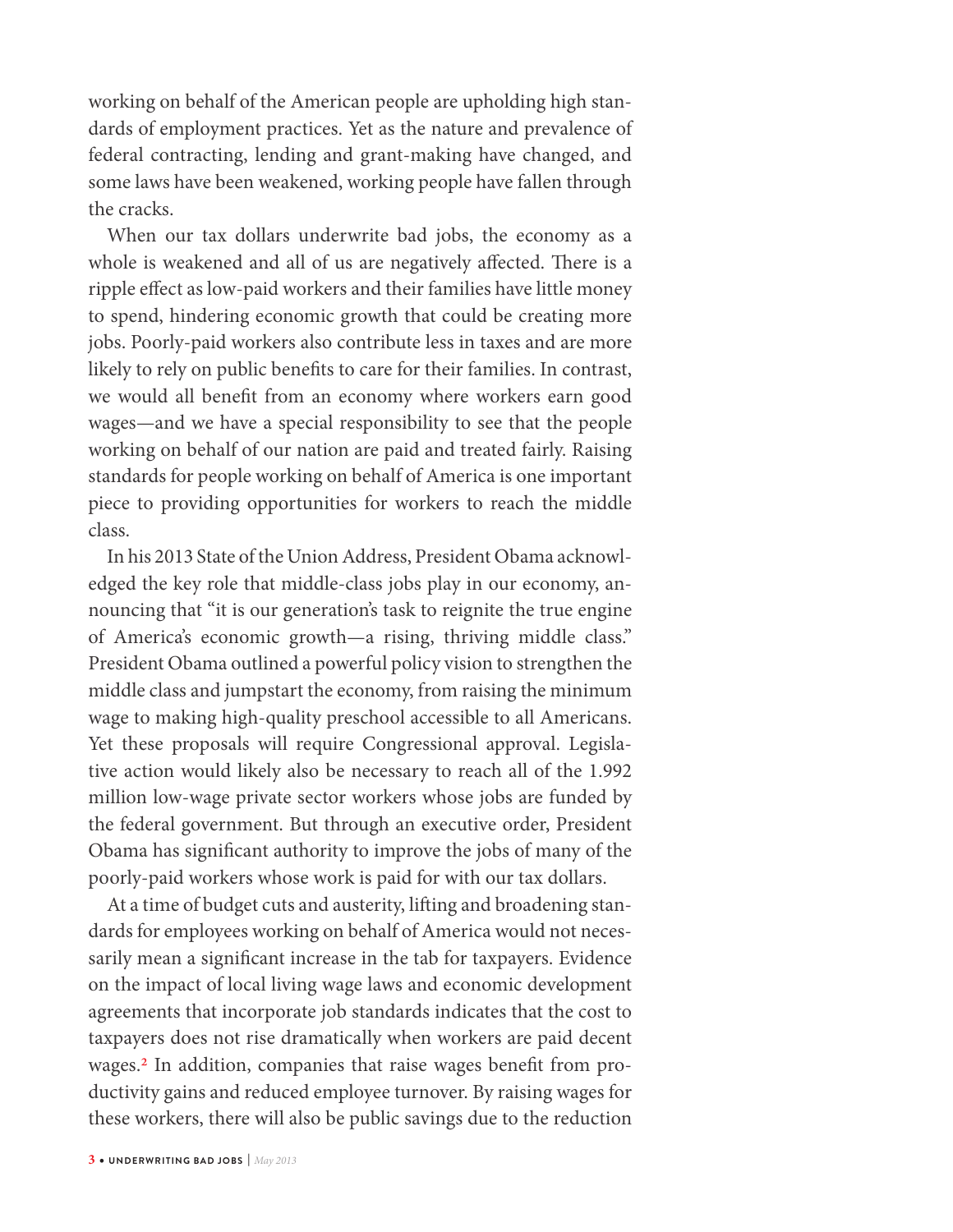working on behalf of the American people are upholding high standards of employment practices. Yet as the nature and prevalence of federal contracting, lending and grant-making have changed, and some laws have been weakened, working people have fallen through the cracks.

When our tax dollars underwrite bad jobs, the economy as a whole is weakened and all of us are negatively affected. There is a ripple effect as low-paid workers and their families have little money to spend, hindering economic growth that could be creating more jobs. Poorly-paid workers also contribute less in taxes and are more likely to rely on public benefits to care for their families. In contrast, we would all benefit from an economy where workers earn good wages—and we have a special responsibility to see that the people working on behalf of our nation are paid and treated fairly. Raising standards for people working on behalf of America is one important piece to providing opportunities for workers to reach the middle class.

In his 2013 State of the Union Address, President Obama acknowledged the key role that middle-class jobs play in our economy, announcing that "it is our generation's task to reignite the true engine of America's economic growth—a rising, thriving middle class." President Obama outlined a powerful policy vision to strengthen the middle class and jumpstart the economy, from raising the minimum wage to making high-quality preschool accessible to all Americans. Yet these proposals will require Congressional approval. Legislative action would likely also be necessary to reach all of the 1.992 million low-wage private sector workers whose jobs are funded by the federal government. But through an executive order, President Obama has significant authority to improve the jobs of many of the poorly-paid workers whose work is paid for with our tax dollars.

At a time of budget cuts and austerity, lifting and broadening standards for employees working on behalf of America would not necessarily mean a significant increase in the tab for taxpayers. Evidence on the impact of local living wage laws and economic development agreements that incorporate job standards indicates that the cost to taxpayers does not rise dramatically when workers are paid decent wages.[2] In addition, companies that raise wages benefit from productivity gains and reduced employee turnover. By raising wages for these workers, there will also be public savings due to the reduction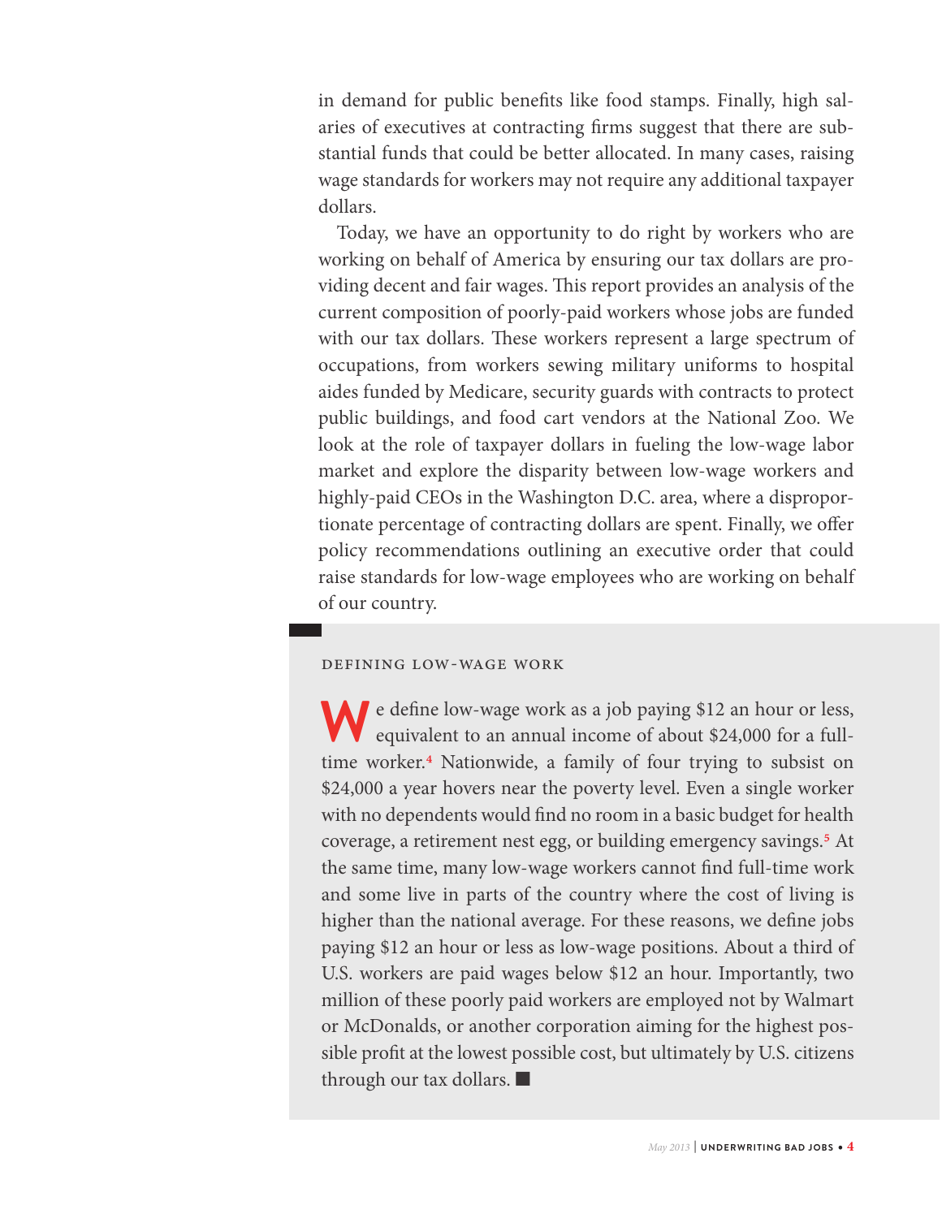in demand for public benefits like food stamps. Finally, high salaries of executives at contracting firms suggest that there are substantial funds that could be better allocated. In many cases, raising wage standards for workers may not require any additional taxpayer dollars.

Today, we have an opportunity to do right by workers who are working on behalf of America by ensuring our tax dollars are providing decent and fair wages. This report provides an analysis of the current composition of poorly-paid workers whose jobs are funded with our tax dollars. These workers represent a large spectrum of occupations, from workers sewing military uniforms to hospital aides funded by Medicare, security guards with contracts to protect public buildings, and food cart vendors at the National Zoo. We look at the role of taxpayer dollars in fueling the low-wage labor market and explore the disparity between low-wage workers and highly-paid CEOs in the Washington D.C. area, where a disproportionate percentage of contracting dollars are spent. Finally, we offer policy recommendations outlining an executive order that could raise standards for low-wage employees who are working on behalf of our country.

## DEFINING LOW-WAGE WORK

We define low-wage work as a job paying $12 an hour or less, equivalent to an annual income of about $24,000 for a full-time worker.[4] Nationwide, a family of four trying to subsist on $24,000 a year hovers near the poverty level. Even a single worker with no dependents would find no room in a basic budget for health coverage, a retirement nest egg, or building emergency savings.[5] At the same time, many low-wage workers cannot find full-time work and some live in parts of the country where the cost of living is higher than the national average. For these reasons, we define jobs paying $12 an hour or less as low-wage positions. About a third of U.S. workers are paid wages below $12 an hour. Importantly, two million of these poorly paid workers are employed not by Walmart or McDonalds, or another corporation aiming for the highest possible profit at the lowest possible cost, but ultimately by U.S. citizens through our tax dollars. ■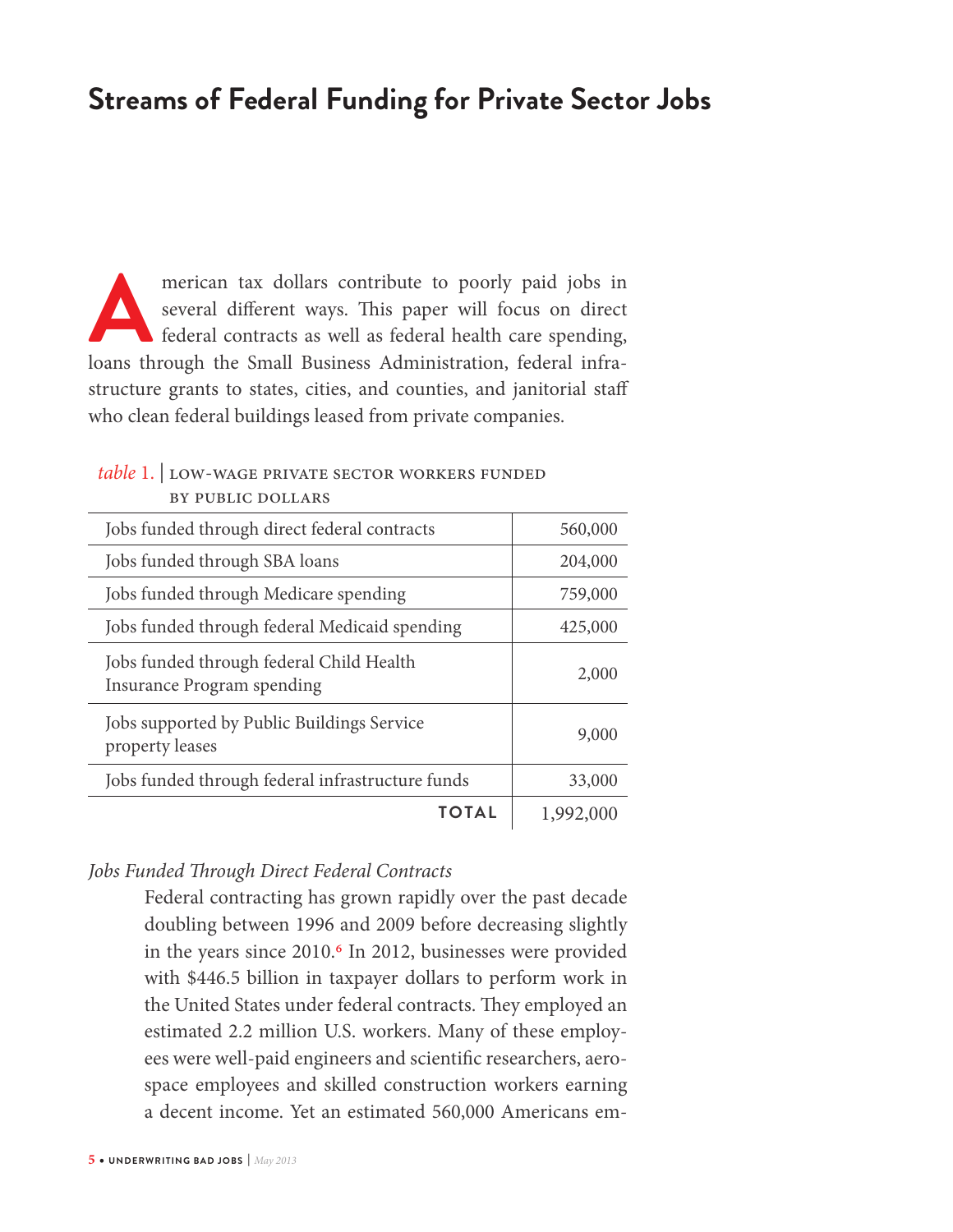## Streams of Federal Funding for Private Sector Jobs

American tax dollars contribute to poorly paid jobs in several different ways. This paper will focus on direct federal contracts as well as federal health care spending, loans through the Small Business Administration, federal infrastructure grants to states, cities, and counties, and janitorial staff who clean federal buildings leased from private companies.

*table* 1. | LOW-WAGE PRIVATE SECTOR WORKERS FUNDED BY PUBLIC DOLLARS

| | |
|---|---|
| Jobs funded through direct federal contracts | 560,000 |
| Jobs funded through SBA loans | 204,000 |
| Jobs funded through Medicare spending | 759,000 |
| Jobs funded through federal Medicaid spending | 425,000 |
| Jobs funded through federal Child Health Insurance Program spending | 2,000 |
| Jobs supported by Public Buildings Service property leases | 9,000 |
| Jobs funded through federal infrastructure funds | 33,000 |
| **TOTAL** | 1,992,000 |

*Jobs Funded Through Direct Federal Contracts*

Federal contracting has grown rapidly over the past decade doubling between 1996 and 2009 before decreasing slightly in the years since 2010.[6] In 2012, businesses were provided with $446.5 billion in taxpayer dollars to perform work in the United States under federal contracts. They employed an estimated 2.2 million U.S. workers. Many of these employees were well-paid engineers and scientific researchers, aerospace employees and skilled construction workers earning a decent income. Yet an estimated 560,000 Americans em-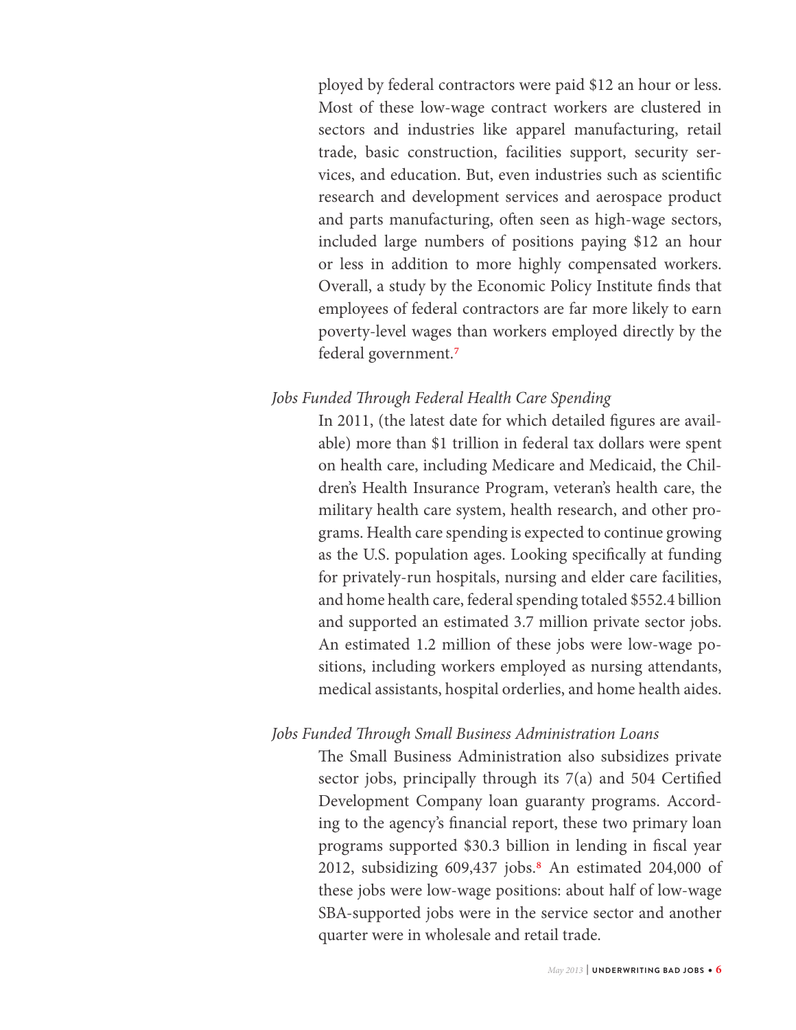ployed by federal contractors were paid $12 an hour or less. Most of these low-wage contract workers are clustered in sectors and industries like apparel manufacturing, retail trade, basic construction, facilities support, security services, and education. But, even industries such as scientific research and development services and aerospace product and parts manufacturing, often seen as high-wage sectors, included large numbers of positions paying $12 an hour or less in addition to more highly compensated workers. Overall, a study by the Economic Policy Institute finds that employees of federal contractors are far more likely to earn poverty-level wages than workers employed directly by the federal government.[7]

*Jobs Funded Through Federal Health Care Spending*

In 2011, (the latest date for which detailed figures are available) more than $1 trillion in federal tax dollars were spent on health care, including Medicare and Medicaid, the Children's Health Insurance Program, veteran's health care, the military health care system, health research, and other programs. Health care spending is expected to continue growing as the U.S. population ages. Looking specifically at funding for privately-run hospitals, nursing and elder care facilities, and home health care, federal spending totaled $552.4 billion and supported an estimated 3.7 million private sector jobs. An estimated 1.2 million of these jobs were low-wage positions, including workers employed as nursing attendants, medical assistants, hospital orderlies, and home health aides.

*Jobs Funded Through Small Business Administration Loans*

The Small Business Administration also subsidizes private sector jobs, principally through its 7(a) and 504 Certified Development Company loan guaranty programs. According to the agency's financial report, these two primary loan programs supported $30.3 billion in lending in fiscal year 2012, subsidizing 609,437 jobs.[8] An estimated 204,000 of these jobs were low-wage positions: about half of low-wage SBA-supported jobs were in the service sector and another quarter were in wholesale and retail trade.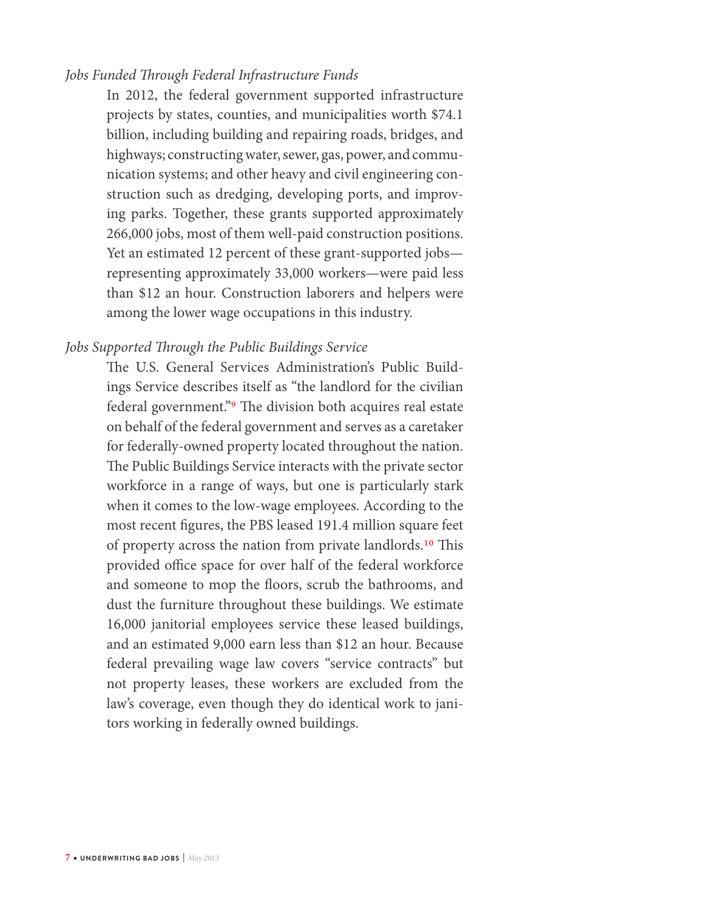*Jobs Funded Through Federal Infrastructure Funds*

In 2012, the federal government supported infrastructure projects by states, counties, and municipalities worth $74.1 billion, including building and repairing roads, bridges, and highways; constructing water, sewer, gas, power, and communication systems; and other heavy and civil engineering construction such as dredging, developing ports, and improving parks. Together, these grants supported approximately 266,000 jobs, most of them well-paid construction positions. Yet an estimated 12 percent of these grant-supported jobs—representing approximately 33,000 workers—were paid less than $12 an hour. Construction laborers and helpers were among the lower wage occupations in this industry.

*Jobs Supported Through the Public Buildings Service*

The U.S. General Services Administration's Public Buildings Service describes itself as "the landlord for the civilian federal government."[9] The division both acquires real estate on behalf of the federal government and serves as a caretaker for federally-owned property located throughout the nation. The Public Buildings Service interacts with the private sector workforce in a range of ways, but one is particularly stark when it comes to the low-wage employees. According to the most recent figures, the PBS leased 191.4 million square feet of property across the nation from private landlords.[10] This provided office space for over half of the federal workforce and someone to mop the floors, scrub the bathrooms, and dust the furniture throughout these buildings. We estimate 16,000 janitorial employees service these leased buildings, and an estimated 9,000 earn less than $12 an hour. Because federal prevailing wage law covers "service contracts" but not property leases, these workers are excluded from the law's coverage, even though they do identical work to janitors working in federally owned buildings.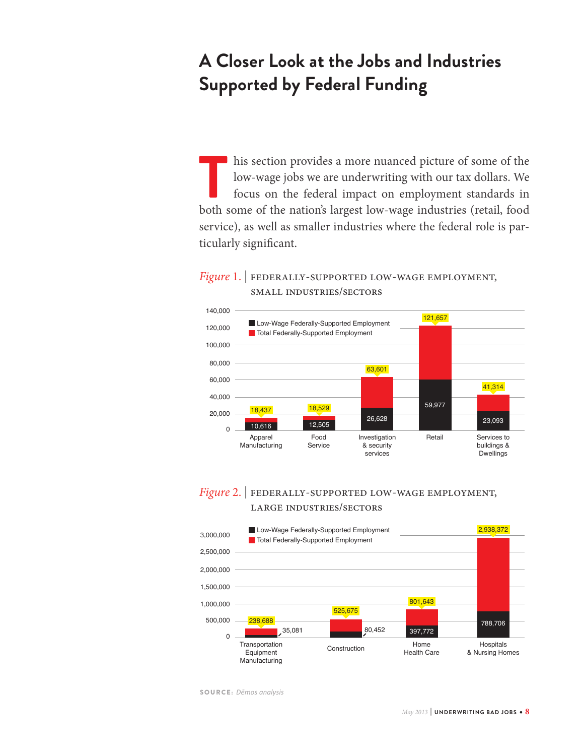# A Closer Look at the Jobs and Industries Supported by Federal Funding

This section provides a more nuanced picture of some of the low-wage jobs we are underwriting with our tax dollars. We focus on the federal impact on employment standards in both some of the nation's largest low-wage industries (retail, food service), as well as smaller industries where the federal role is particularly significant.

*Figure* 1. | FEDERALLY-SUPPORTED LOW-WAGE EMPLOYMENT, SMALL INDUSTRIES/SECTORS

| Industry/Sector | Low-Wage Federally-Supported Employment | Total Federally-Supported Employment |
|---|---|---|
| Apparel Manufacturing | 10,616 | 18,437 |
| Food Service | 12,505 | 18,529 |
| Investigation & security services | 26,628 | 63,601 |
| Retail | 59,977 | 121,657 |
| Services to buildings & Dwellings | 23,093 | 41,314 |

*Figure* 2. | FEDERALLY-SUPPORTED LOW-WAGE EMPLOYMENT, LARGE INDUSTRIES/SECTORS

| Industry/Sector | Low-Wage Federally-Supported Employment | Total Federally-Supported Employment |
|---|---|---|
| Transportation Equipment Manufacturing | 35,081 | 238,688 |
| Construction | 80,452 | 525,675 |
| Home Health Care | 397,772 | 801,643 |
| Hospitals & Nursing Homes | 788,706 | 2,938,372 |

SOURCE: *Dēmos analysis*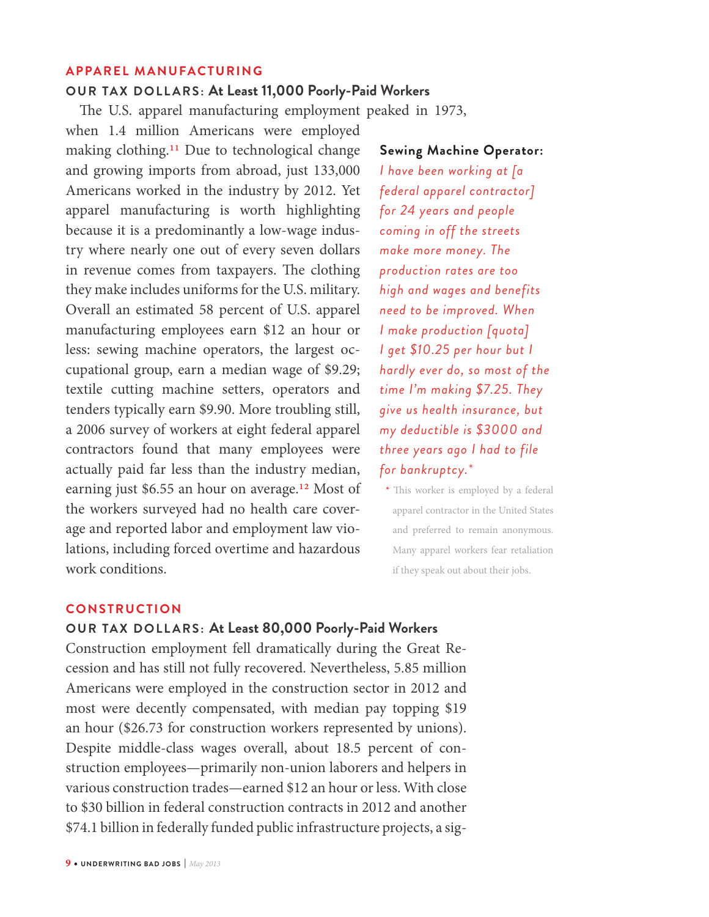## APPAREL MANUFACTURING

### OUR TAX DOLLARS: At Least 11,000 Poorly-Paid Workers

The U.S. apparel manufacturing employment peaked in 1973, when 1.4 million Americans were employed making clothing.[11] Due to technological change and growing imports from abroad, just 133,000 Americans worked in the industry by 2012. Yet apparel manufacturing is worth highlighting because it is a predominantly a low-wage industry where nearly one out of every seven dollars in revenue comes from taxpayers. The clothing they make includes uniforms for the U.S. military. Overall an estimated 58 percent of U.S. apparel manufacturing employees earn $12 an hour or less: sewing machine operators, the largest occupational group, earn a median wage of $9.29; textile cutting machine setters, operators and tenders typically earn $9.90. More troubling still, a 2006 survey of workers at eight federal apparel contractors found that many employees were actually paid far less than the industry median, earning just $6.55 an hour on average.[12] Most of the workers surveyed had no health care coverage and reported labor and employment law violations, including forced overtime and hazardous work conditions.

**Sewing Machine Operator:**

*I have been working at [a federal apparel contractor] for 24 years and people coming in off the streets make more money. The production rates are too high and wages and benefits need to be improved. When I make production [quota] I get $10.25 per hour but I hardly ever do, so most of the time I'm making $7.25. They give us health insurance, but my deductible is $3000 and three years ago I had to file for bankruptcy.**

\* This worker is employed by a federal apparel contractor in the United States and preferred to remain anonymous. Many apparel workers fear retaliation if they speak out about their jobs.

## CONSTRUCTION

### OUR TAX DOLLARS: At Least 80,000 Poorly-Paid Workers

Construction employment fell dramatically during the Great Recession and has still not fully recovered. Nevertheless, 5.85 million Americans were employed in the construction sector in 2012 and most were decently compensated, with median pay topping $19 an hour ($26.73 for construction workers represented by unions). Despite middle-class wages overall, about 18.5 percent of construction employees—primarily non-union laborers and helpers in various construction trades—earned $12 an hour or less. With close to $30 billion in federal construction contracts in 2012 and another $74.1 billion in federally funded public infrastructure projects, a sig-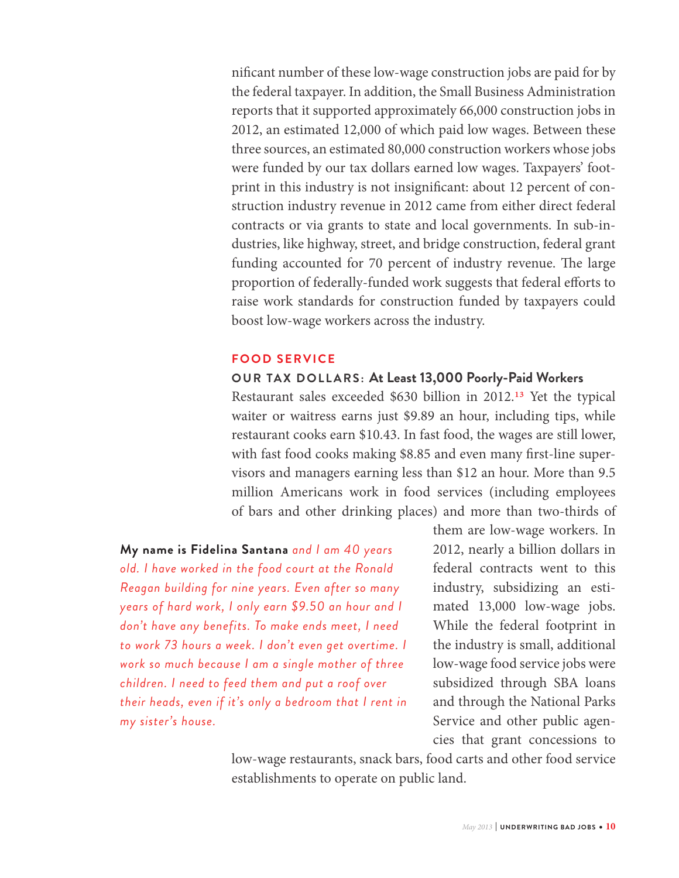nificant number of these low-wage construction jobs are paid for by the federal taxpayer. In addition, the Small Business Administration reports that it supported approximately 66,000 construction jobs in 2012, an estimated 12,000 of which paid low wages. Between these three sources, an estimated 80,000 construction workers whose jobs were funded by our tax dollars earned low wages. Taxpayers' footprint in this industry is not insignificant: about 12 percent of construction industry revenue in 2012 came from either direct federal contracts or via grants to state and local governments. In sub-industries, like highway, street, and bridge construction, federal grant funding accounted for 70 percent of industry revenue. The large proportion of federally-funded work suggests that federal efforts to raise work standards for construction funded by taxpayers could boost low-wage workers across the industry.

## FOOD SERVICE

### OUR TAX DOLLARS: At Least 13,000 Poorly-Paid Workers

Restaurant sales exceeded $630 billion in 2012.[13] Yet the typical waiter or waitress earns just $9.89 an hour, including tips, while restaurant cooks earn $10.43. In fast food, the wages are still lower, with fast food cooks making $8.85 and even many first-line supervisors and managers earning less than $12 an hour. More than 9.5 million Americans work in food services (including employees of bars and other drinking places) and more than two-thirds of them are low-wage workers. In 2012, nearly a billion dollars in federal contracts went to this industry, subsidizing an estimated 13,000 low-wage jobs. While the federal footprint in the industry is small, additional low-wage food service jobs were subsidized through SBA loans and through the National Parks Service and other public agencies that grant concessions to low-wage restaurants, snack bars, food carts and other food service establishments to operate on public land.

**My name is Fidelina Santana** *and I am 40 years old. I have worked in the food court at the Ronald Reagan building for nine years. Even after so many years of hard work, I only earn $9.50 an hour and I don't have any benefits. To make ends meet, I need to work 73 hours a week. I don't even get overtime. I work so much because I am a single mother of three children. I need to feed them and put a roof over their heads, even if it's only a bedroom that I rent in my sister's house.*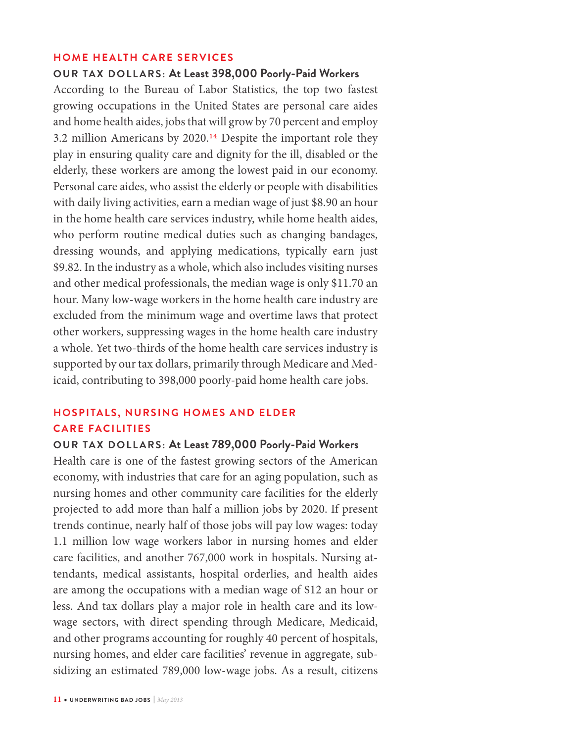## HOME HEALTH CARE SERVICES

**OUR TAX DOLLARS: At Least 398,000 Poorly-Paid Workers**

According to the Bureau of Labor Statistics, the top two fastest growing occupations in the United States are personal care aides and home health aides, jobs that will grow by 70 percent and employ 3.2 million Americans by 2020.[14] Despite the important role they play in ensuring quality care and dignity for the ill, disabled or the elderly, these workers are among the lowest paid in our economy. Personal care aides, who assist the elderly or people with disabilities with daily living activities, earn a median wage of just $8.90 an hour in the home health care services industry, while home health aides, who perform routine medical duties such as changing bandages, dressing wounds, and applying medications, typically earn just $9.82. In the industry as a whole, which also includes visiting nurses and other medical professionals, the median wage is only $11.70 an hour. Many low-wage workers in the home health care industry are excluded from the minimum wage and overtime laws that protect other workers, suppressing wages in the home health care industry a whole. Yet two-thirds of the home health care services industry is supported by our tax dollars, primarily through Medicare and Medicaid, contributing to 398,000 poorly-paid home health care jobs.

## HOSPITALS, NURSING HOMES AND ELDER CARE FACILITIES

**OUR TAX DOLLARS: At Least 789,000 Poorly-Paid Workers**

Health care is one of the fastest growing sectors of the American economy, with industries that care for an aging population, such as nursing homes and other community care facilities for the elderly projected to add more than half a million jobs by 2020. If present trends continue, nearly half of those jobs will pay low wages: today 1.1 million low wage workers labor in nursing homes and elder care facilities, and another 767,000 work in hospitals. Nursing attendants, medical assistants, hospital orderlies, and health aides are among the occupations with a median wage of $12 an hour or less. And tax dollars play a major role in health care and its low-wage sectors, with direct spending through Medicare, Medicaid, and other programs accounting for roughly 40 percent of hospitals, nursing homes, and elder care facilities' revenue in aggregate, subsidizing an estimated 789,000 low-wage jobs. As a result, citizens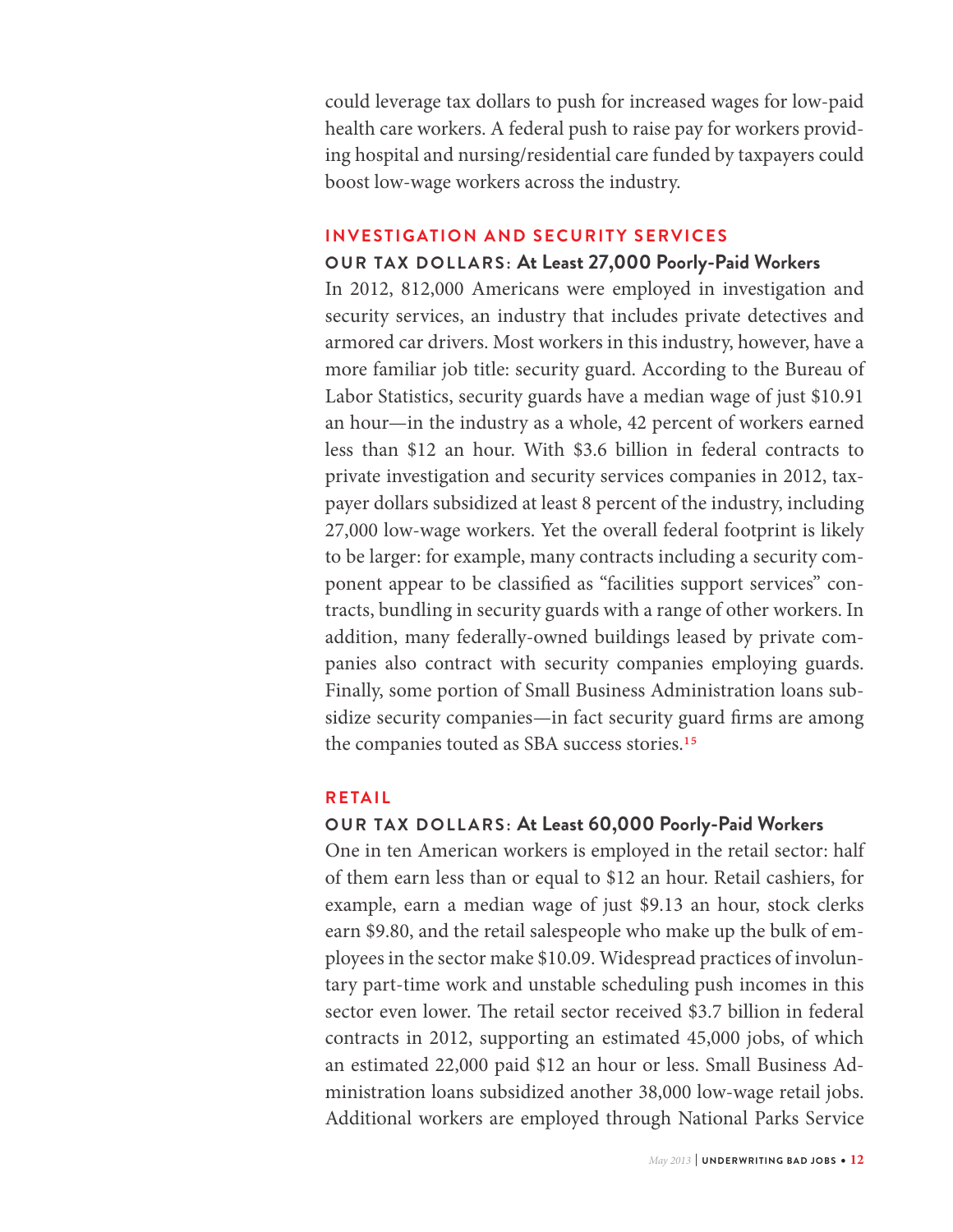could leverage tax dollars to push for increased wages for low-paid health care workers. A federal push to raise pay for workers providing hospital and nursing/residential care funded by taxpayers could boost low-wage workers across the industry.

## INVESTIGATION AND SECURITY SERVICES

### OUR TAX DOLLARS: At Least 27,000 Poorly-Paid Workers

In 2012, 812,000 Americans were employed in investigation and security services, an industry that includes private detectives and armored car drivers. Most workers in this industry, however, have a more familiar job title: security guard. According to the Bureau of Labor Statistics, security guards have a median wage of just $10.91 an hour—in the industry as a whole, 42 percent of workers earned less than $12 an hour. With $3.6 billion in federal contracts to private investigation and security services companies in 2012, taxpayer dollars subsidized at least 8 percent of the industry, including 27,000 low-wage workers. Yet the overall federal footprint is likely to be larger: for example, many contracts including a security component appear to be classified as "facilities support services" contracts, bundling in security guards with a range of other workers. In addition, many federally-owned buildings leased by private companies also contract with security companies employing guards. Finally, some portion of Small Business Administration loans subsidize security companies—in fact security guard firms are among the companies touted as SBA success stories.[15]

## RETAIL

### OUR TAX DOLLARS: At Least 60,000 Poorly-Paid Workers

One in ten American workers is employed in the retail sector: half of them earn less than or equal to $12 an hour. Retail cashiers, for example, earn a median wage of just $9.13 an hour, stock clerks earn $9.80, and the retail salespeople who make up the bulk of employees in the sector make $10.09. Widespread practices of involuntary part-time work and unstable scheduling push incomes in this sector even lower. The retail sector received $3.7 billion in federal contracts in 2012, supporting an estimated 45,000 jobs, of which an estimated 22,000 paid $12 an hour or less. Small Business Administration loans subsidized another 38,000 low-wage retail jobs. Additional workers are employed through National Parks Service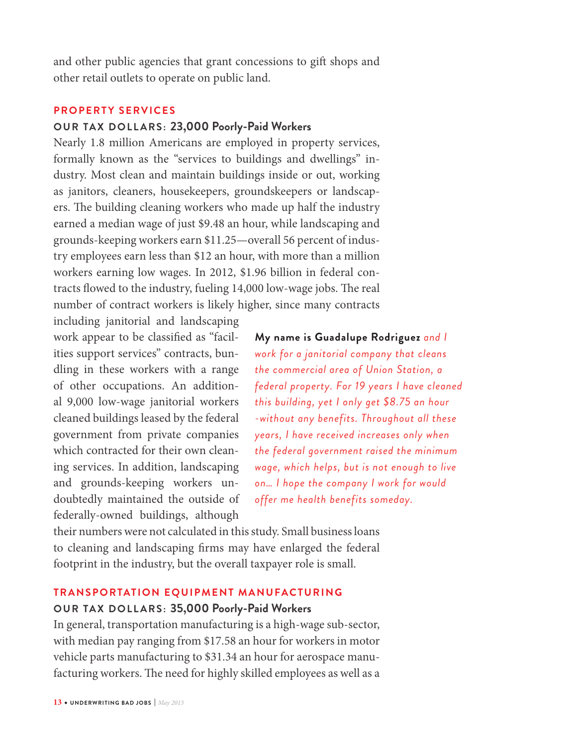and other public agencies that grant concessions to gift shops and other retail outlets to operate on public land.

## PROPERTY SERVICES

### OUR TAX DOLLARS: 23,000 Poorly-Paid Workers

Nearly 1.8 million Americans are employed in property services, formally known as the "services to buildings and dwellings" industry. Most clean and maintain buildings inside or out, working as janitors, cleaners, housekeepers, groundskeepers or landscapers. The building cleaning workers who made up half the industry earned a median wage of just $9.48 an hour, while landscaping and grounds-keeping workers earn $11.25—overall 56 percent of industry employees earn less than $12 an hour, with more than a million workers earning low wages. In 2012, $1.96 billion in federal contracts flowed to the industry, fueling 14,000 low-wage jobs. The real number of contract workers is likely higher, since many contracts including janitorial and landscaping work appear to be classified as "facilities support services" contracts, bundling in these workers with a range of other occupations. An additional 9,000 low-wage janitorial workers cleaned buildings leased by the federal government from private companies which contracted for their own cleaning services. In addition, landscaping and grounds-keeping workers undoubtedly maintained the outside of federally-owned buildings, although their numbers were not calculated in this study. Small business loans to cleaning and landscaping firms may have enlarged the federal footprint in the industry, but the overall taxpayer role is small.

> **My name is Guadalupe Rodriguez** *and I work for a janitorial company that cleans the commercial area of Union Station, a federal property. For 19 years I have cleaned this building, yet I only get $8.75 an hour -without any benefits. Throughout all these years, I have received increases only when the federal government raised the minimum wage, which helps, but is not enough to live on… I hope the company I work for would offer me health benefits someday.*

## TRANSPORTATION EQUIPMENT MANUFACTURING

### OUR TAX DOLLARS: 35,000 Poorly-Paid Workers

In general, transportation manufacturing is a high-wage sub-sector, with median pay ranging from $17.58 an hour for workers in motor vehicle parts manufacturing to $31.34 an hour for aerospace manufacturing workers. The need for highly skilled employees as well as a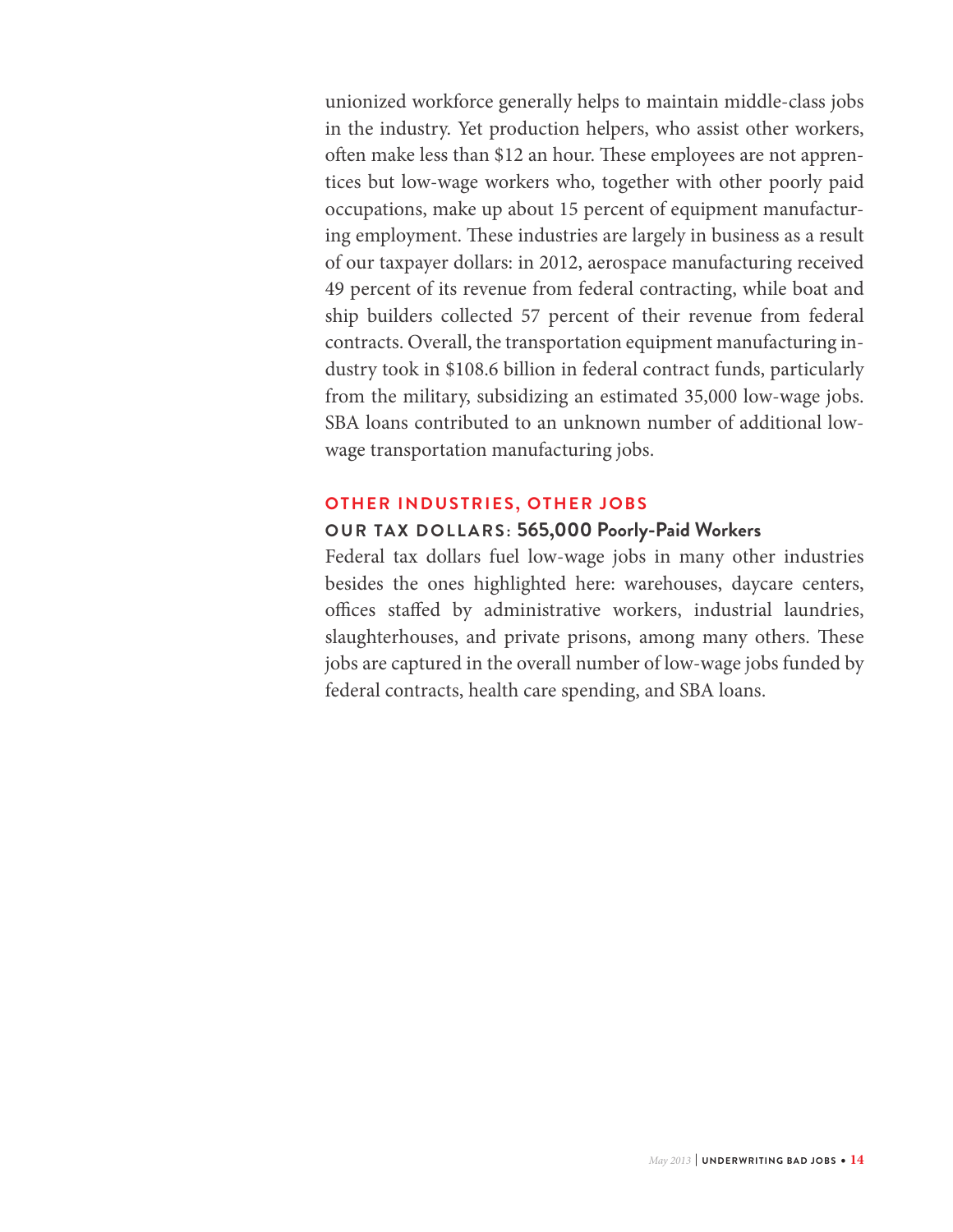unionized workforce generally helps to maintain middle-class jobs in the industry. Yet production helpers, who assist other workers, often make less than $12 an hour. These employees are not apprentices but low-wage workers who, together with other poorly paid occupations, make up about 15 percent of equipment manufacturing employment. These industries are largely in business as a result of our taxpayer dollars: in 2012, aerospace manufacturing received 49 percent of its revenue from federal contracting, while boat and ship builders collected 57 percent of their revenue from federal contracts. Overall, the transportation equipment manufacturing industry took in $108.6 billion in federal contract funds, particularly from the military, subsidizing an estimated 35,000 low-wage jobs. SBA loans contributed to an unknown number of additional low-wage transportation manufacturing jobs.

## OTHER INDUSTRIES, OTHER JOBS

### OUR TAX DOLLARS: 565,000 Poorly-Paid Workers

Federal tax dollars fuel low-wage jobs in many other industries besides the ones highlighted here: warehouses, daycare centers, offices staffed by administrative workers, industrial laundries, slaughterhouses, and private prisons, among many others. These jobs are captured in the overall number of low-wage jobs funded by federal contracts, health care spending, and SBA loans.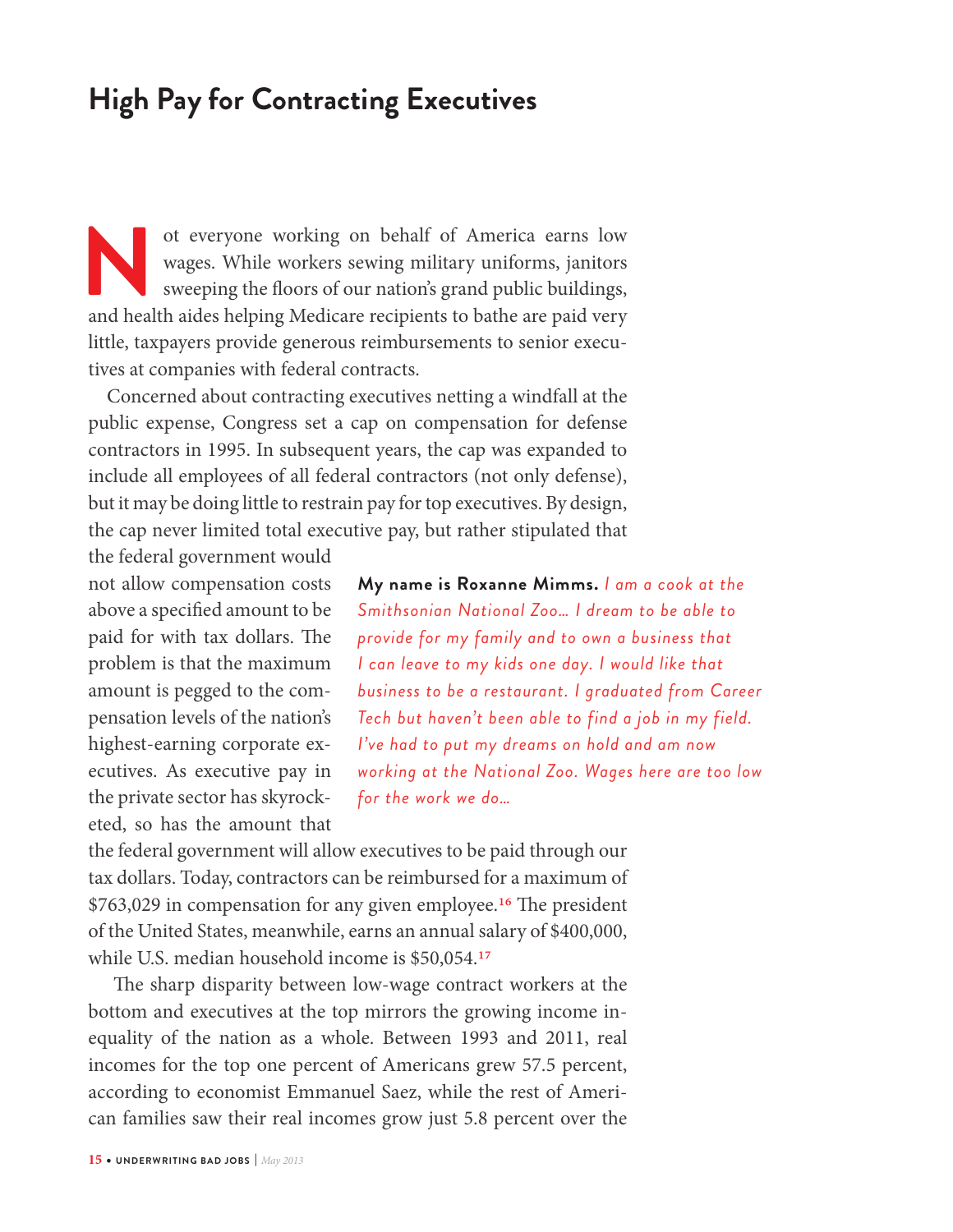## High Pay for Contracting Executives

Not everyone working on behalf of America earns low wages. While workers sewing military uniforms, janitors sweeping the floors of our nation's grand public buildings, and health aides helping Medicare recipients to bathe are paid very little, taxpayers provide generous reimbursements to senior executives at companies with federal contracts.

Concerned about contracting executives netting a windfall at the public expense, Congress set a cap on compensation for defense contractors in 1995. In subsequent years, the cap was expanded to include all employees of all federal contractors (not only defense), but it may be doing little to restrain pay for top executives. By design, the cap never limited total executive pay, but rather stipulated that the federal government would not allow compensation costs above a specified amount to be paid for with tax dollars. The problem is that the maximum amount is pegged to the compensation levels of the nation's highest-earning corporate executives. As executive pay in the private sector has skyrocketed, so has the amount that the federal government will allow executives to be paid through our tax dollars. Today, contractors can be reimbursed for a maximum of $763,029 in compensation for any given employee.[16] The president of the United States, meanwhile, earns an annual salary of $400,000, while U.S. median household income is $50,054.[17]

> **My name is Roxanne Mimms.** *I am a cook at the Smithsonian National Zoo… I dream to be able to provide for my family and to own a business that I can leave to my kids one day. I would like that business to be a restaurant. I graduated from Career Tech but haven't been able to find a job in my field. I've had to put my dreams on hold and am now working at the National Zoo. Wages here are too low for the work we do…*

The sharp disparity between low-wage contract workers at the bottom and executives at the top mirrors the growing income inequality of the nation as a whole. Between 1993 and 2011, real incomes for the top one percent of Americans grew 57.5 percent, according to economist Emmanuel Saez, while the rest of American families saw their real incomes grow just 5.8 percent over the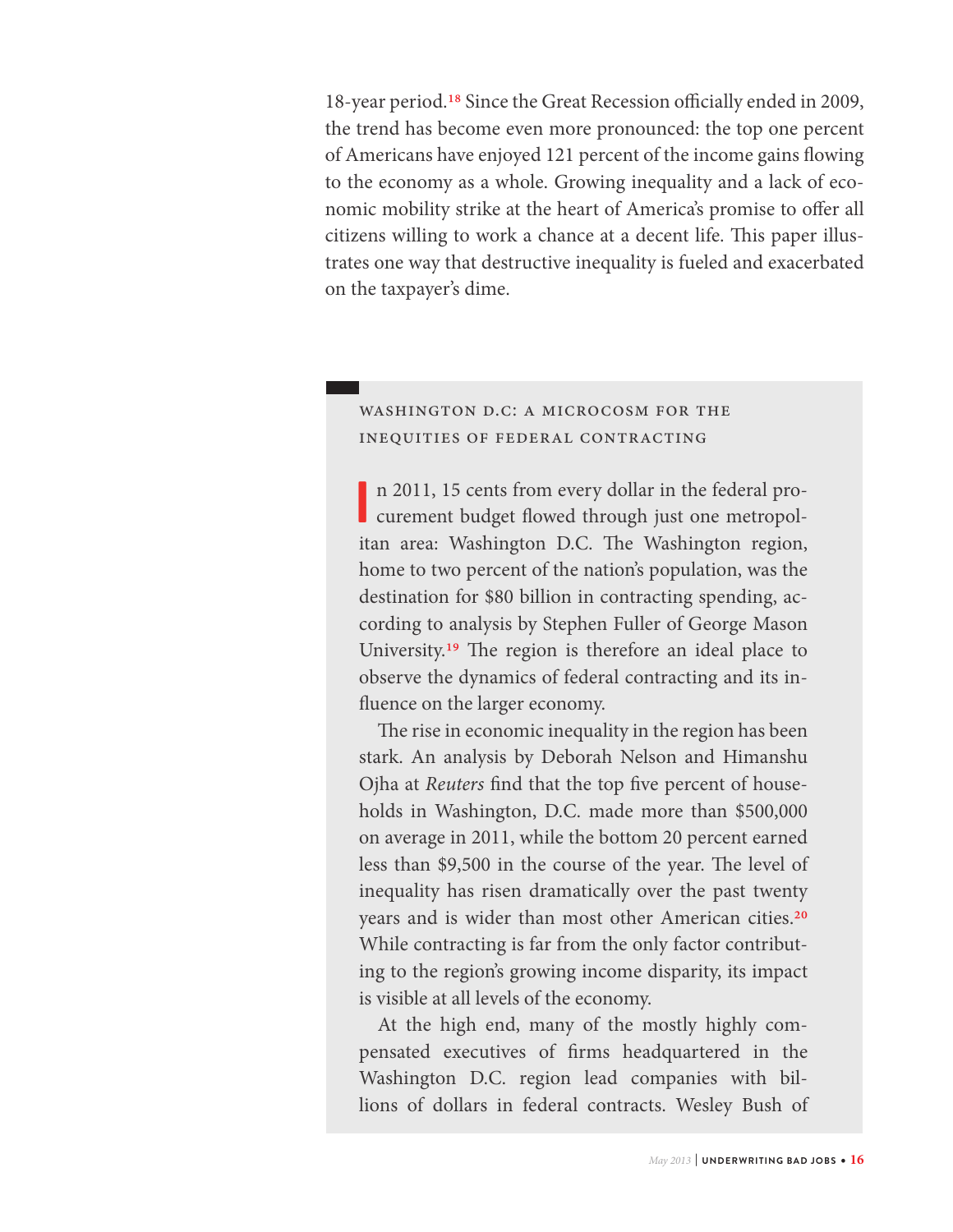18-year period.[18] Since the Great Recession officially ended in 2009, the trend has become even more pronounced: the top one percent of Americans have enjoyed 121 percent of the income gains flowing to the economy as a whole. Growing inequality and a lack of economic mobility strike at the heart of America's promise to offer all citizens willing to work a chance at a decent life. This paper illustrates one way that destructive inequality is fueled and exacerbated on the taxpayer's dime.

## WASHINGTON D.C: A MICROCOSM FOR THE INEQUITIES OF FEDERAL CONTRACTING

In 2011, 15 cents from every dollar in the federal procurement budget flowed through just one metropolitan area: Washington D.C. The Washington region, home to two percent of the nation's population, was the destination for $80 billion in contracting spending, according to analysis by Stephen Fuller of George Mason University.[19] The region is therefore an ideal place to observe the dynamics of federal contracting and its influence on the larger economy.

The rise in economic inequality in the region has been stark. An analysis by Deborah Nelson and Himanshu Ojha at *Reuters* find that the top five percent of households in Washington, D.C. made more than $500,000 on average in 2011, while the bottom 20 percent earned less than $9,500 in the course of the year. The level of inequality has risen dramatically over the past twenty years and is wider than most other American cities.[20] While contracting is far from the only factor contributing to the region's growing income disparity, its impact is visible at all levels of the economy.

At the high end, many of the mostly highly compensated executives of firms headquartered in the Washington D.C. region lead companies with billions of dollars in federal contracts. Wesley Bush of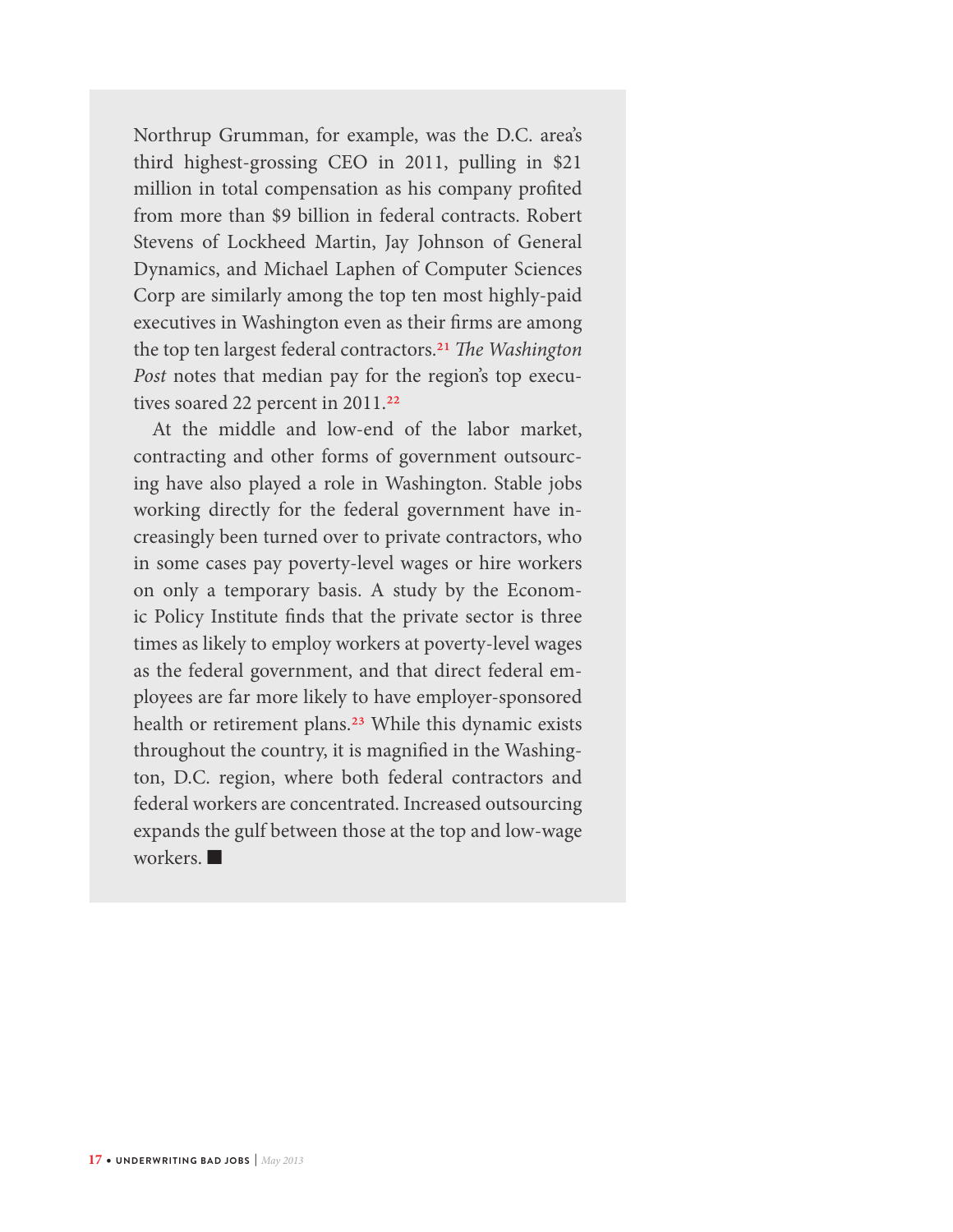Northrup Grumman, for example, was the D.C. area's third highest-grossing CEO in 2011, pulling in $21 million in total compensation as his company profited from more than $9 billion in federal contracts. Robert Stevens of Lockheed Martin, Jay Johnson of General Dynamics, and Michael Laphen of Computer Sciences Corp are similarly among the top ten most highly-paid executives in Washington even as their firms are among the top ten largest federal contractors.[21] *The Washington Post* notes that median pay for the region's top executives soared 22 percent in 2011.[22]

At the middle and low-end of the labor market, contracting and other forms of government outsourcing have also played a role in Washington. Stable jobs working directly for the federal government have increasingly been turned over to private contractors, who in some cases pay poverty-level wages or hire workers on only a temporary basis. A study by the Economic Policy Institute finds that the private sector is three times as likely to employ workers at poverty-level wages as the federal government, and that direct federal employees are far more likely to have employer-sponsored health or retirement plans.[23] While this dynamic exists throughout the country, it is magnified in the Washington, D.C. region, where both federal contractors and federal workers are concentrated. Increased outsourcing expands the gulf between those at the top and low-wage workers. ■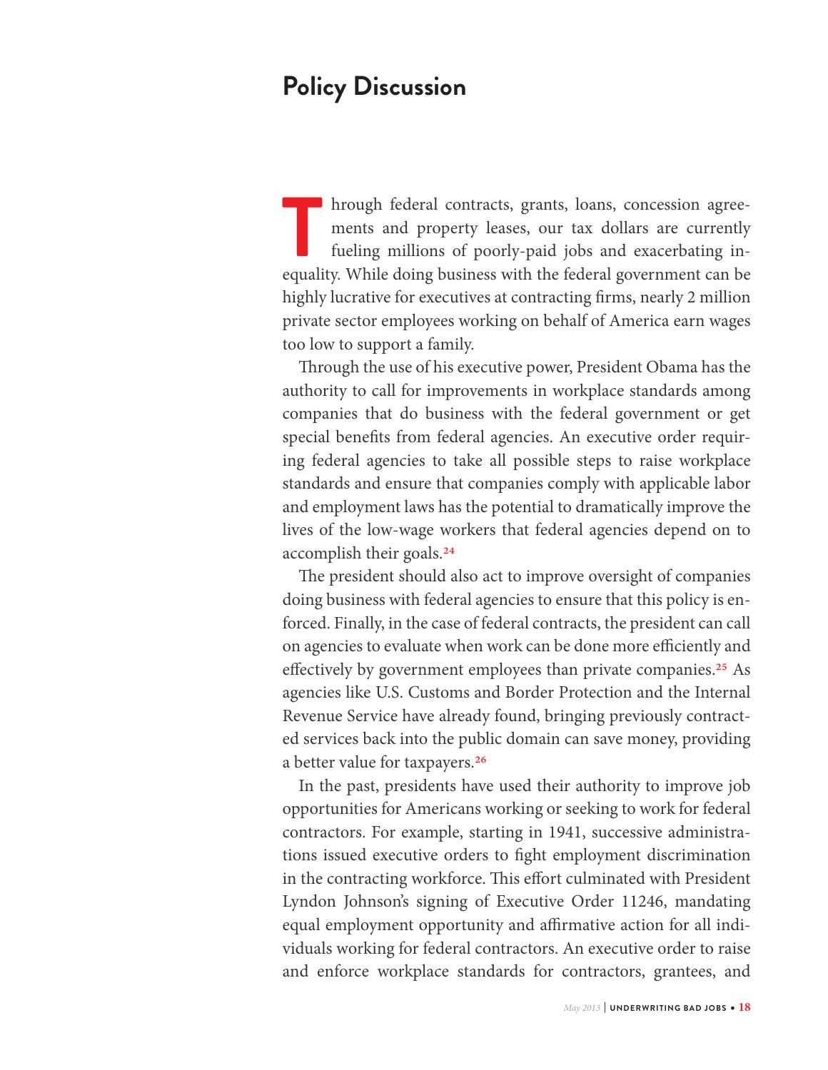## Policy Discussion

Through federal contracts, grants, loans, concession agreements and property leases, our tax dollars are currently fueling millions of poorly-paid jobs and exacerbating inequality. While doing business with the federal government can be highly lucrative for executives at contracting firms, nearly 2 million private sector employees working on behalf of America earn wages too low to support a family.

Through the use of his executive power, President Obama has the authority to call for improvements in workplace standards among companies that do business with the federal government or get special benefits from federal agencies. An executive order requiring federal agencies to take all possible steps to raise workplace standards and ensure that companies comply with applicable labor and employment laws has the potential to dramatically improve the lives of the low-wage workers that federal agencies depend on to accomplish their goals.[24]

The president should also act to improve oversight of companies doing business with federal agencies to ensure that this policy is enforced. Finally, in the case of federal contracts, the president can call on agencies to evaluate when work can be done more efficiently and effectively by government employees than private companies.[25] As agencies like U.S. Customs and Border Protection and the Internal Revenue Service have already found, bringing previously contracted services back into the public domain can save money, providing a better value for taxpayers.[26]

In the past, presidents have used their authority to improve job opportunities for Americans working or seeking to work for federal contractors. For example, starting in 1941, successive administrations issued executive orders to fight employment discrimination in the contracting workforce. This effort culminated with President Lyndon Johnson's signing of Executive Order 11246, mandating equal employment opportunity and affirmative action for all individuals working for federal contractors. An executive order to raise and enforce workplace standards for contractors, grantees, and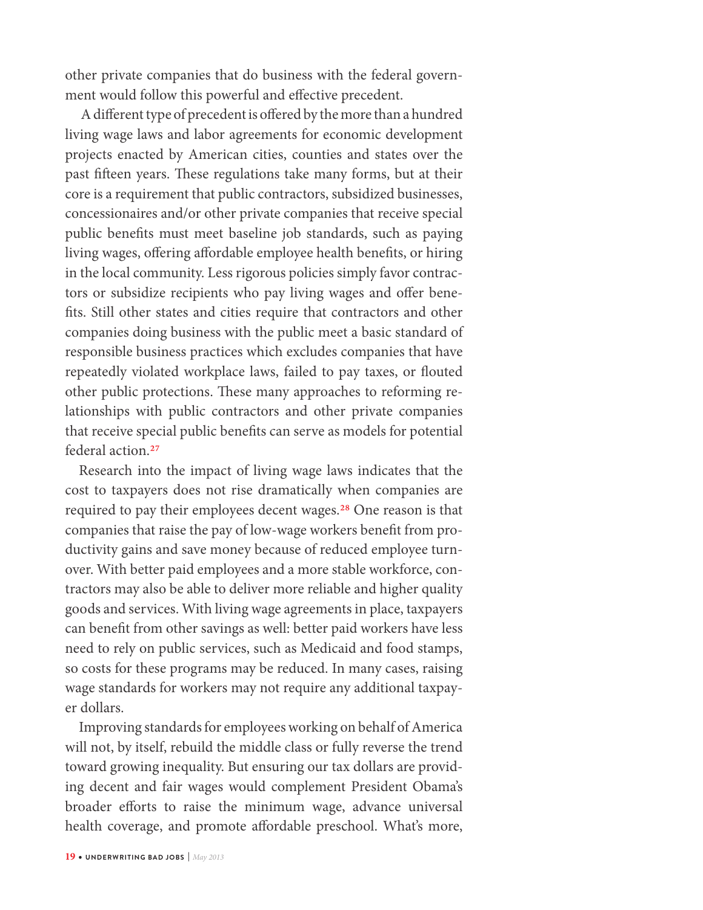other private companies that do business with the federal government would follow this powerful and effective precedent.

A different type of precedent is offered by the more than a hundred living wage laws and labor agreements for economic development projects enacted by American cities, counties and states over the past fifteen years. These regulations take many forms, but at their core is a requirement that public contractors, subsidized businesses, concessionaires and/or other private companies that receive special public benefits must meet baseline job standards, such as paying living wages, offering affordable employee health benefits, or hiring in the local community. Less rigorous policies simply favor contractors or subsidize recipients who pay living wages and offer benefits. Still other states and cities require that contractors and other companies doing business with the public meet a basic standard of responsible business practices which excludes companies that have repeatedly violated workplace laws, failed to pay taxes, or flouted other public protections. These many approaches to reforming relationships with public contractors and other private companies that receive special public benefits can serve as models for potential federal action.[27]

Research into the impact of living wage laws indicates that the cost to taxpayers does not rise dramatically when companies are required to pay their employees decent wages.[28] One reason is that companies that raise the pay of low-wage workers benefit from productivity gains and save money because of reduced employee turnover. With better paid employees and a more stable workforce, contractors may also be able to deliver more reliable and higher quality goods and services. With living wage agreements in place, taxpayers can benefit from other savings as well: better paid workers have less need to rely on public services, such as Medicaid and food stamps, so costs for these programs may be reduced. In many cases, raising wage standards for workers may not require any additional taxpayer dollars.

Improving standards for employees working on behalf of America will not, by itself, rebuild the middle class or fully reverse the trend toward growing inequality. But ensuring our tax dollars are providing decent and fair wages would complement President Obama's broader efforts to raise the minimum wage, advance universal health coverage, and promote affordable preschool. What's more,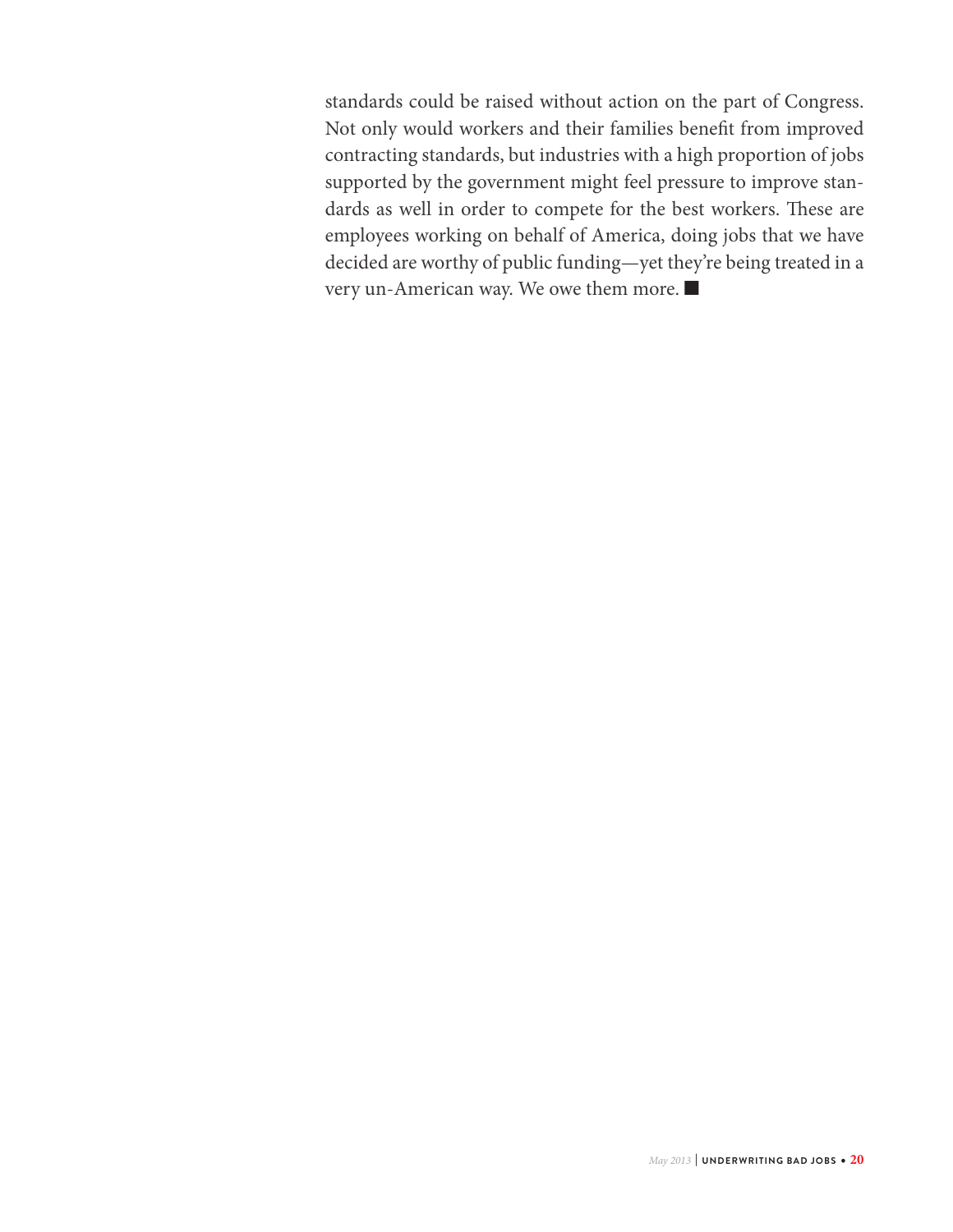standards could be raised without action on the part of Congress. Not only would workers and their families benefit from improved contracting standards, but industries with a high proportion of jobs supported by the government might feel pressure to improve standards as well in order to compete for the best workers. These are employees working on behalf of America, doing jobs that we have decided are worthy of public funding—yet they're being treated in a very un-American way. We owe them more. ■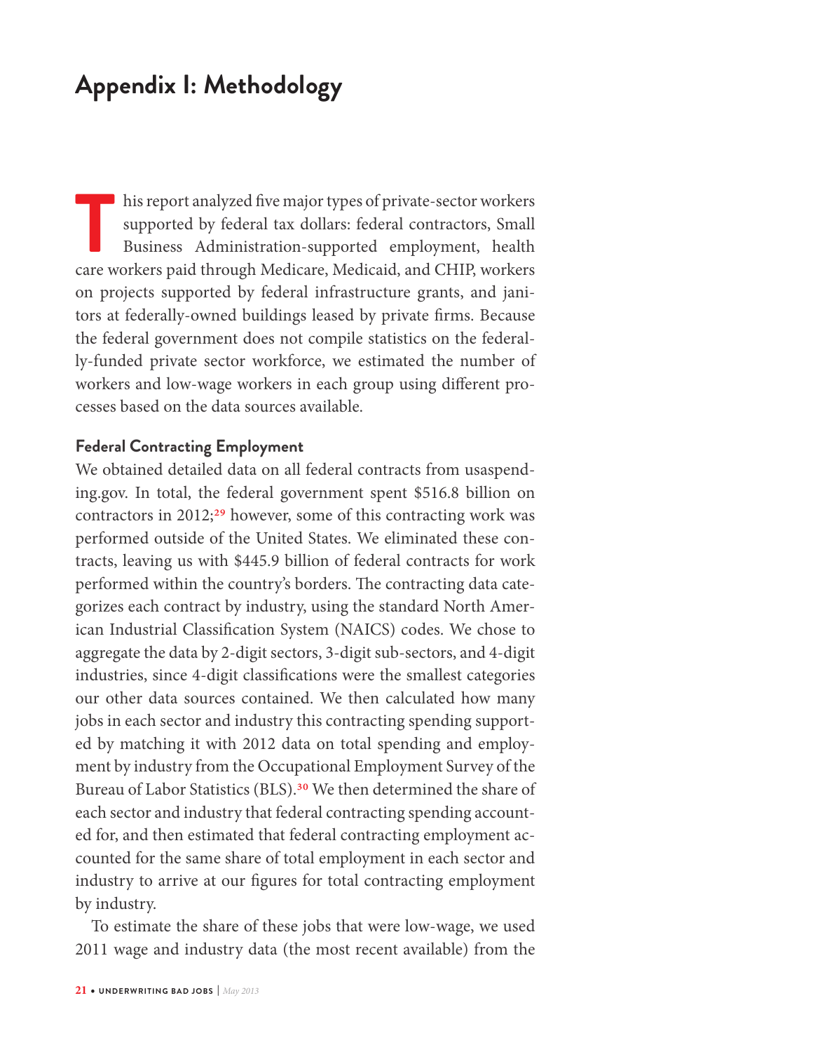# Appendix I: Methodology

This report analyzed five major types of private-sector workers supported by federal tax dollars: federal contractors, Small Business Administration-supported employment, health care workers paid through Medicare, Medicaid, and CHIP, workers on projects supported by federal infrastructure grants, and janitors at federally-owned buildings leased by private firms. Because the federal government does not compile statistics on the federally-funded private sector workforce, we estimated the number of workers and low-wage workers in each group using different processes based on the data sources available.

**Federal Contracting Employment**

We obtained detailed data on all federal contracts from usaspending.gov. In total, the federal government spent $516.8 billion on contractors in 2012;[29] however, some of this contracting work was performed outside of the United States. We eliminated these contracts, leaving us with $445.9 billion of federal contracts for work performed within the country's borders. The contracting data categorizes each contract by industry, using the standard North American Industrial Classification System (NAICS) codes. We chose to aggregate the data by 2-digit sectors, 3-digit sub-sectors, and 4-digit industries, since 4-digit classifications were the smallest categories our other data sources contained. We then calculated how many jobs in each sector and industry this contracting spending supported by matching it with 2012 data on total spending and employment by industry from the Occupational Employment Survey of the Bureau of Labor Statistics (BLS).[30] We then determined the share of each sector and industry that federal contracting spending accounted for, and then estimated that federal contracting employment accounted for the same share of total employment in each sector and industry to arrive at our figures for total contracting employment by industry.

To estimate the share of these jobs that were low-wage, we used 2011 wage and industry data (the most recent available) from the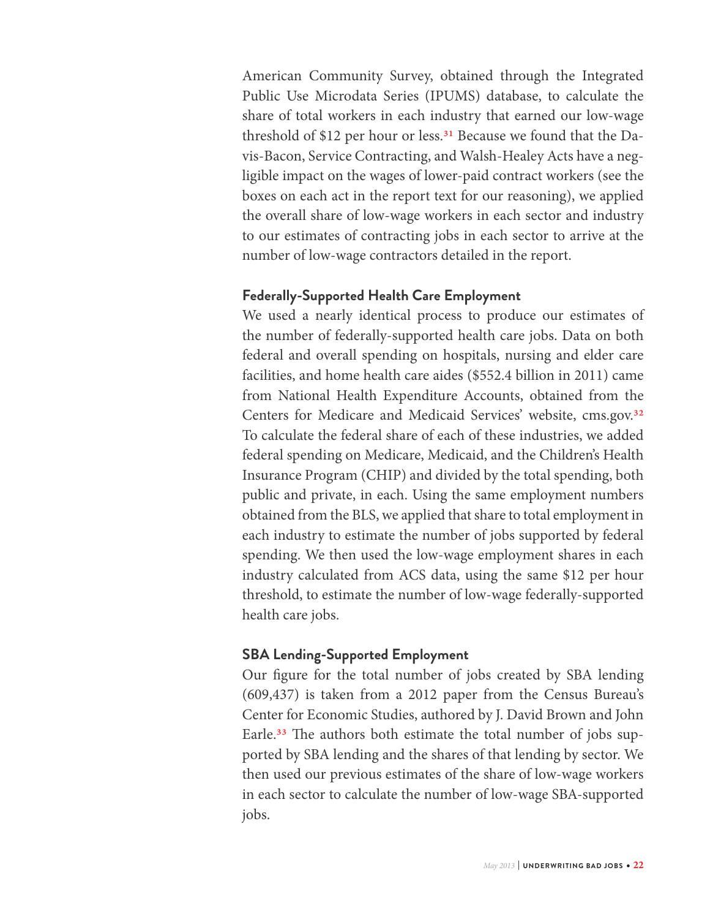American Community Survey, obtained through the Integrated Public Use Microdata Series (IPUMS) database, to calculate the share of total workers in each industry that earned our low-wage threshold of $12 per hour or less.[31] Because we found that the Davis-Bacon, Service Contracting, and Walsh-Healey Acts have a negligible impact on the wages of lower-paid contract workers (see the boxes on each act in the report text for our reasoning), we applied the overall share of low-wage workers in each sector and industry to our estimates of contracting jobs in each sector to arrive at the number of low-wage contractors detailed in the report.

### Federally-Supported Health Care Employment

We used a nearly identical process to produce our estimates of the number of federally-supported health care jobs. Data on both federal and overall spending on hospitals, nursing and elder care facilities, and home health care aides ($552.4 billion in 2011) came from National Health Expenditure Accounts, obtained from the Centers for Medicare and Medicaid Services' website, cms.gov.[32] To calculate the federal share of each of these industries, we added federal spending on Medicare, Medicaid, and the Children's Health Insurance Program (CHIP) and divided by the total spending, both public and private, in each. Using the same employment numbers obtained from the BLS, we applied that share to total employment in each industry to estimate the number of jobs supported by federal spending. We then used the low-wage employment shares in each industry calculated from ACS data, using the same $12 per hour threshold, to estimate the number of low-wage federally-supported health care jobs.

### SBA Lending-Supported Employment

Our figure for the total number of jobs created by SBA lending (609,437) is taken from a 2012 paper from the Census Bureau's Center for Economic Studies, authored by J. David Brown and John Earle.[33] The authors both estimate the total number of jobs supported by SBA lending and the shares of that lending by sector. We then used our previous estimates of the share of low-wage workers in each sector to calculate the number of low-wage SBA-supported jobs.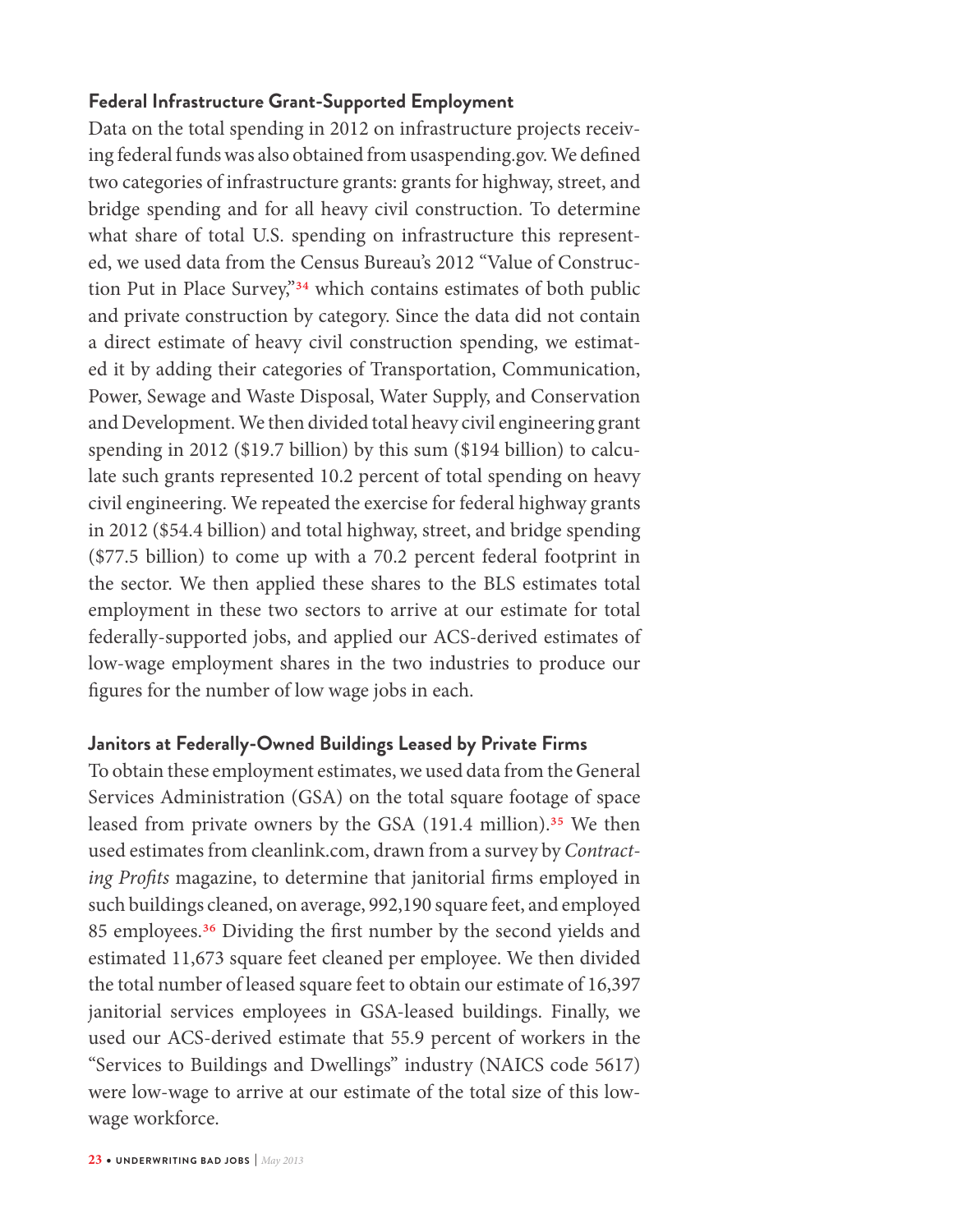### Federal Infrastructure Grant-Supported Employment

Data on the total spending in 2012 on infrastructure projects receiving federal funds was also obtained from usaspending.gov. We defined two categories of infrastructure grants: grants for highway, street, and bridge spending and for all heavy civil construction. To determine what share of total U.S. spending on infrastructure this represented, we used data from the Census Bureau's 2012 "Value of Construction Put in Place Survey,"[34] which contains estimates of both public and private construction by category. Since the data did not contain a direct estimate of heavy civil construction spending, we estimated it by adding their categories of Transportation, Communication, Power, Sewage and Waste Disposal, Water Supply, and Conservation and Development. We then divided total heavy civil engineering grant spending in 2012 ($19.7 billion) by this sum ($194 billion) to calculate such grants represented 10.2 percent of total spending on heavy civil engineering. We repeated the exercise for federal highway grants in 2012 ($54.4 billion) and total highway, street, and bridge spending ($77.5 billion) to come up with a 70.2 percent federal footprint in the sector. We then applied these shares to the BLS estimates total employment in these two sectors to arrive at our estimate for total federally-supported jobs, and applied our ACS-derived estimates of low-wage employment shares in the two industries to produce our figures for the number of low wage jobs in each.

### Janitors at Federally-Owned Buildings Leased by Private Firms

To obtain these employment estimates, we used data from the General Services Administration (GSA) on the total square footage of space leased from private owners by the GSA (191.4 million).[35] We then used estimates from cleanlink.com, drawn from a survey by *Contracting Profits* magazine, to determine that janitorial firms employed in such buildings cleaned, on average, 992,190 square feet, and employed 85 employees.[36] Dividing the first number by the second yields and estimated 11,673 square feet cleaned per employee. We then divided the total number of leased square feet to obtain our estimate of 16,397 janitorial services employees in GSA-leased buildings. Finally, we used our ACS-derived estimate that 55.9 percent of workers in the "Services to Buildings and Dwellings" industry (NAICS code 5617) were low-wage to arrive at our estimate of the total size of this low-wage workforce.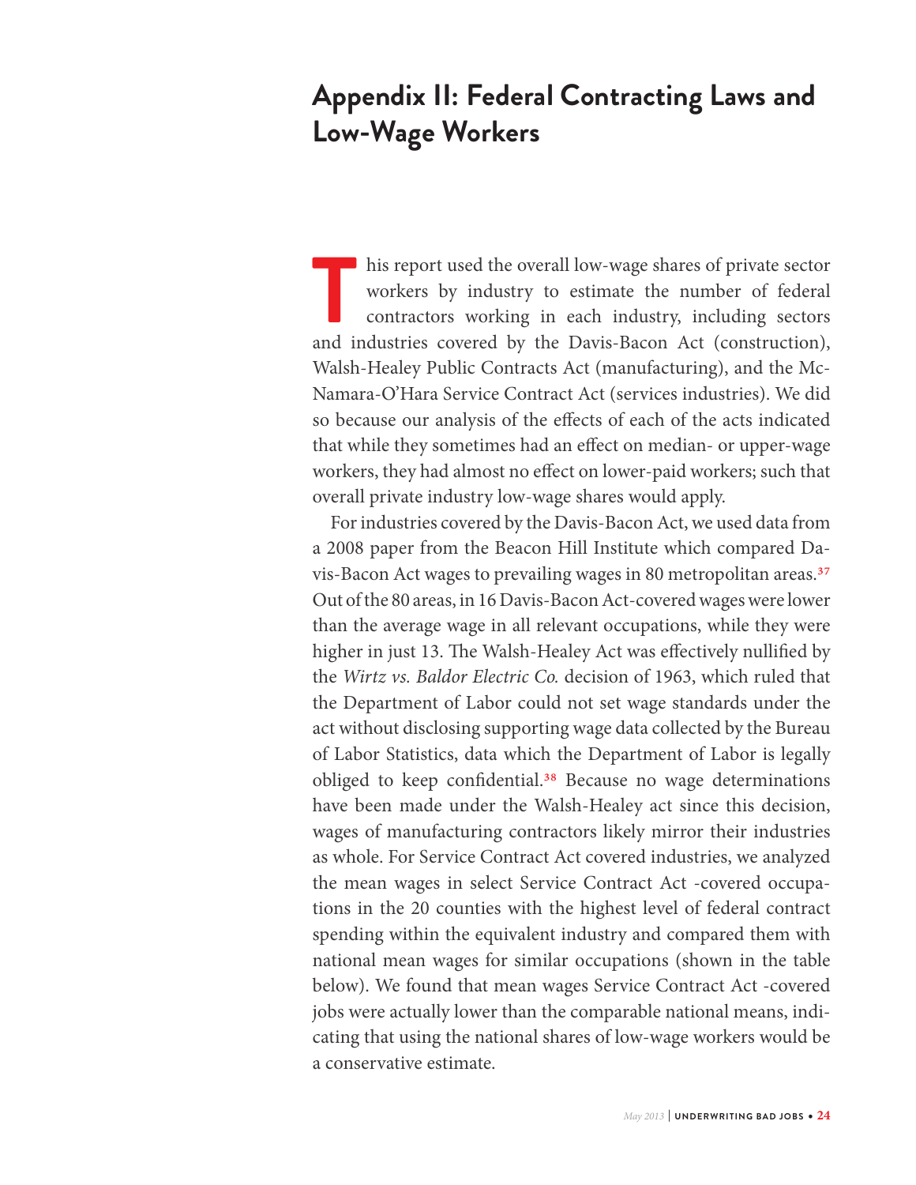# Appendix II: Federal Contracting Laws and Low-Wage Workers

This report used the overall low-wage shares of private sector workers by industry to estimate the number of federal contractors working in each industry, including sectors and industries covered by the Davis-Bacon Act (construction), Walsh-Healey Public Contracts Act (manufacturing), and the McNamara-O'Hara Service Contract Act (services industries). We did so because our analysis of the effects of each of the acts indicated that while they sometimes had an effect on median- or upper-wage workers, they had almost no effect on lower-paid workers; such that overall private industry low-wage shares would apply.

For industries covered by the Davis-Bacon Act, we used data from a 2008 paper from the Beacon Hill Institute which compared Davis-Bacon Act wages to prevailing wages in 80 metropolitan areas.[37] Out of the 80 areas, in 16 Davis-Bacon Act-covered wages were lower than the average wage in all relevant occupations, while they were higher in just 13. The Walsh-Healey Act was effectively nullified by the *Wirtz vs. Baldor Electric Co.* decision of 1963, which ruled that the Department of Labor could not set wage standards under the act without disclosing supporting wage data collected by the Bureau of Labor Statistics, data which the Department of Labor is legally obliged to keep confidential.[38] Because no wage determinations have been made under the Walsh-Healey act since this decision, wages of manufacturing contractors likely mirror their industries as whole. For Service Contract Act covered industries, we analyzed the mean wages in select Service Contract Act -covered occupations in the 20 counties with the highest level of federal contract spending within the equivalent industry and compared them with national mean wages for similar occupations (shown in the table below). We found that mean wages Service Contract Act -covered jobs were actually lower than the comparable national means, indicating that using the national shares of low-wage workers would be a conservative estimate.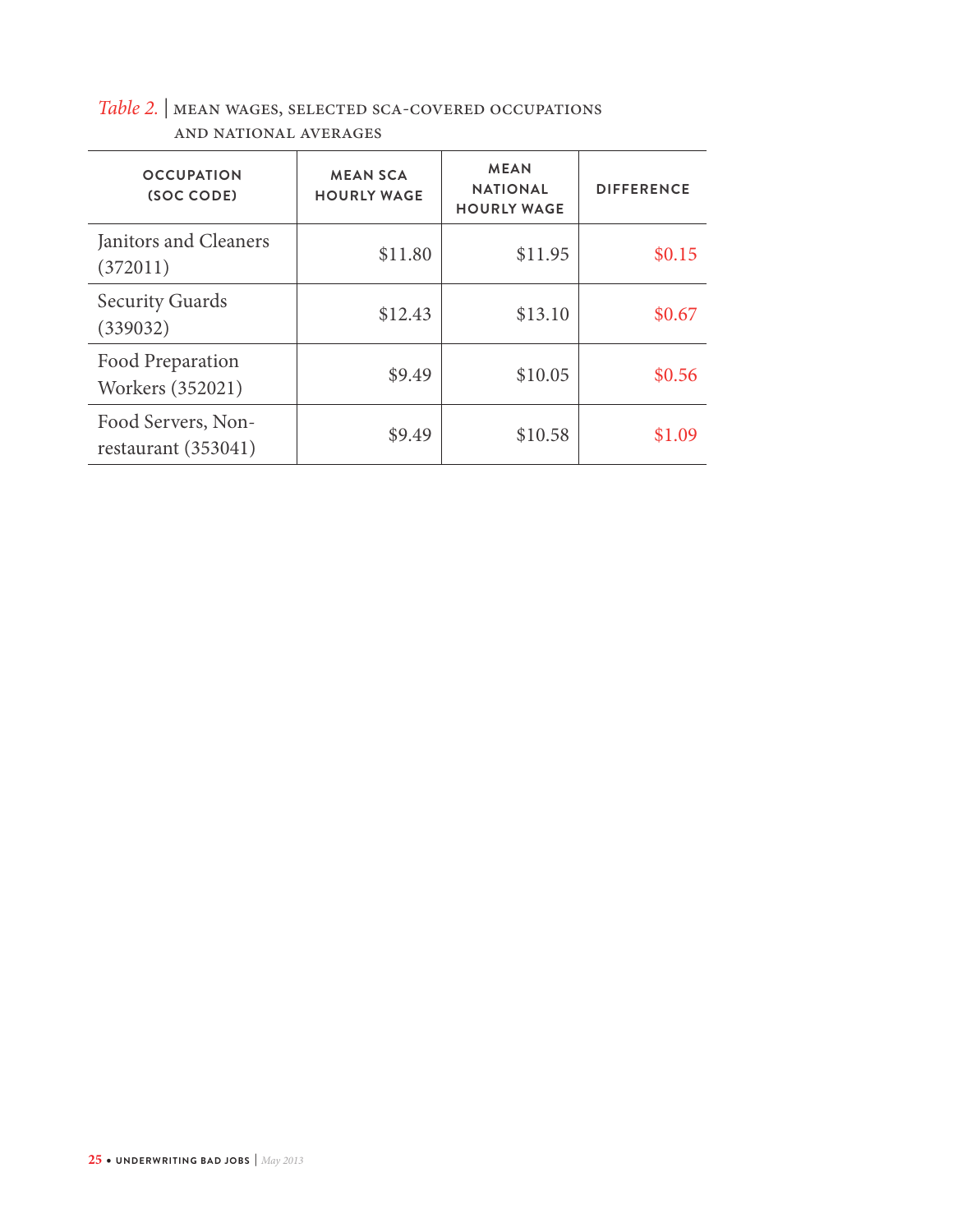*Table 2.* | MEAN WAGES, SELECTED SCA-COVERED OCCUPATIONS AND NATIONAL AVERAGES

| OCCUPATION (SOC CODE) | MEAN SCA HOURLY WAGE | MEAN NATIONAL HOURLY WAGE | DIFFERENCE |
|---|---|---|---|
| Janitors and Cleaners (372011) | $11.80 | $11.95 | $0.15 |
| Security Guards (339032) | $12.43 | $13.10 | $0.67 |
| Food Preparation Workers (352021) | $9.49 | $10.05 | $0.56 |
| Food Servers, Non-restaurant (353041) | $9.49 | $10.58 | $1.09 |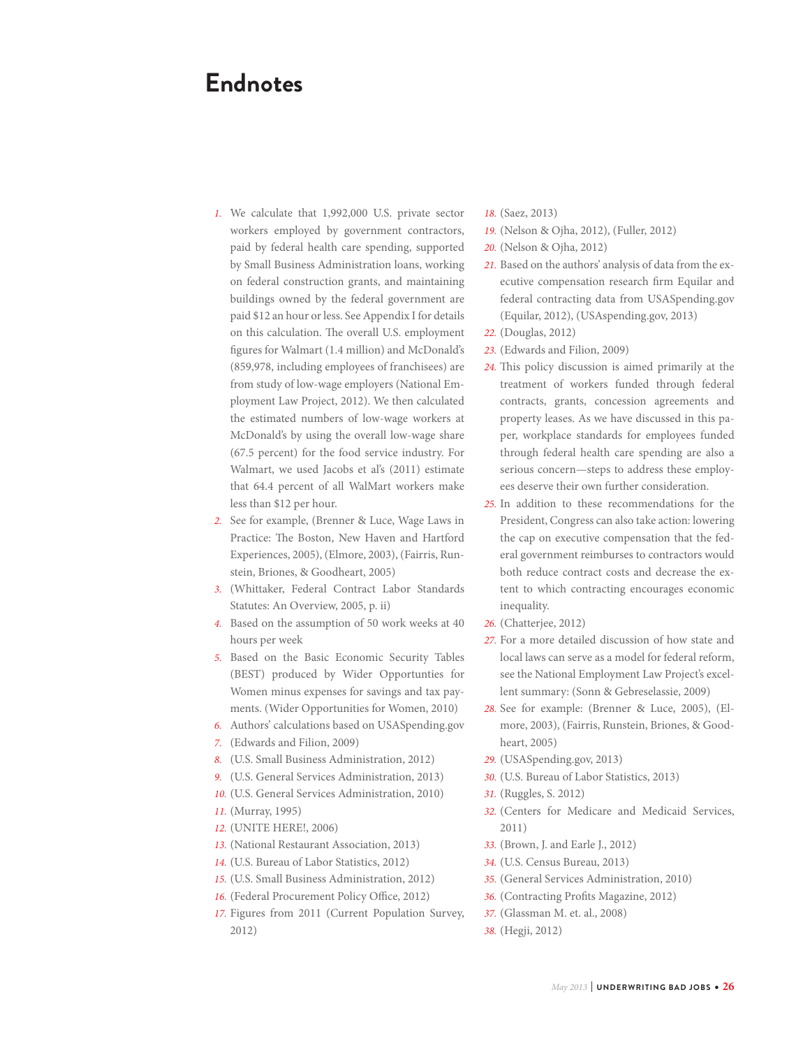# Endnotes

1. We calculate that 1,992,000 U.S. private sector workers employed by government contractors, paid by federal health care spending, supported by Small Business Administration loans, working on federal construction grants, and maintaining buildings owned by the federal government are paid $12 an hour or less. See Appendix I for details on this calculation. The overall U.S. employment figures for Walmart (1.4 million) and McDonald's (859,978, including employees of franchisees) are from study of low-wage employers (National Employment Law Project, 2012). We then calculated the estimated numbers of low-wage workers at McDonald's by using the overall low-wage share (67.5 percent) for the food service industry. For Walmart, we used Jacobs et al's (2011) estimate that 64.4 percent of all WalMart workers make less than $12 per hour.
2. See for example, (Brenner & Luce, Wage Laws in Practice: The Boston, New Haven and Hartford Experiences, 2005), (Elmore, 2003), (Fairris, Runstein, Briones, & Goodheart, 2005)
3. (Whittaker, Federal Contract Labor Standards Statutes: An Overview, 2005, p. ii)
4. Based on the assumption of 50 work weeks at 40 hours per week
5. Based on the Basic Economic Security Tables (BEST) produced by Wider Opportunties for Women minus expenses for savings and tax payments. (Wider Opportunities for Women, 2010)
6. Authors' calculations based on USASpending.gov
7. (Edwards and Filion, 2009)
8. (U.S. Small Business Administration, 2012)
9. (U.S. General Services Administration, 2013)
10. (U.S. General Services Administration, 2010)
11. (Murray, 1995)
12. (UNITE HERE!, 2006)
13. (National Restaurant Association, 2013)
14. (U.S. Bureau of Labor Statistics, 2012)
15. (U.S. Small Business Administration, 2012)
16. (Federal Procurement Policy Office, 2012)
17. Figures from 2011 (Current Population Survey, 2012)
18. (Saez, 2013)
19. (Nelson & Ojha, 2012), (Fuller, 2012)
20. (Nelson & Ojha, 2012)
21. Based on the authors' analysis of data from the executive compensation research firm Equilar and federal contracting data from USASpending.gov (Equilar, 2012), (USAspending.gov, 2013)
22. (Douglas, 2012)
23. (Edwards and Filion, 2009)
24. This policy discussion is aimed primarily at the treatment of workers funded through federal contracts, grants, concession agreements and property leases. As we have discussed in this paper, workplace standards for employees funded through federal health care spending are also a serious concern—steps to address these employees deserve their own further consideration.
25. In addition to these recommendations for the President, Congress can also take action: lowering the cap on executive compensation that the federal government reimburses to contractors would both reduce contract costs and decrease the extent to which contracting encourages economic inequality.
26. (Chatterjee, 2012)
27. For a more detailed discussion of how state and local laws can serve as a model for federal reform, see the National Employment Law Project's excellent summary: (Sonn & Gebreselassie, 2009)
28. See for example: (Brenner & Luce, 2005), (Elmore, 2003), (Fairris, Runstein, Briones, & Goodheart, 2005)
29. (USASpending.gov, 2013)
30. (U.S. Bureau of Labor Statistics, 2013)
31. (Ruggles, S. 2012)
32. (Centers for Medicare and Medicaid Services, 2011)
33. (Brown, J. and Earle J., 2012)
34. (U.S. Census Bureau, 2013)
35. (General Services Administration, 2010)
36. (Contracting Profits Magazine, 2012)
37. (Glassman M. et. al., 2008)
38. (Hegji, 2012)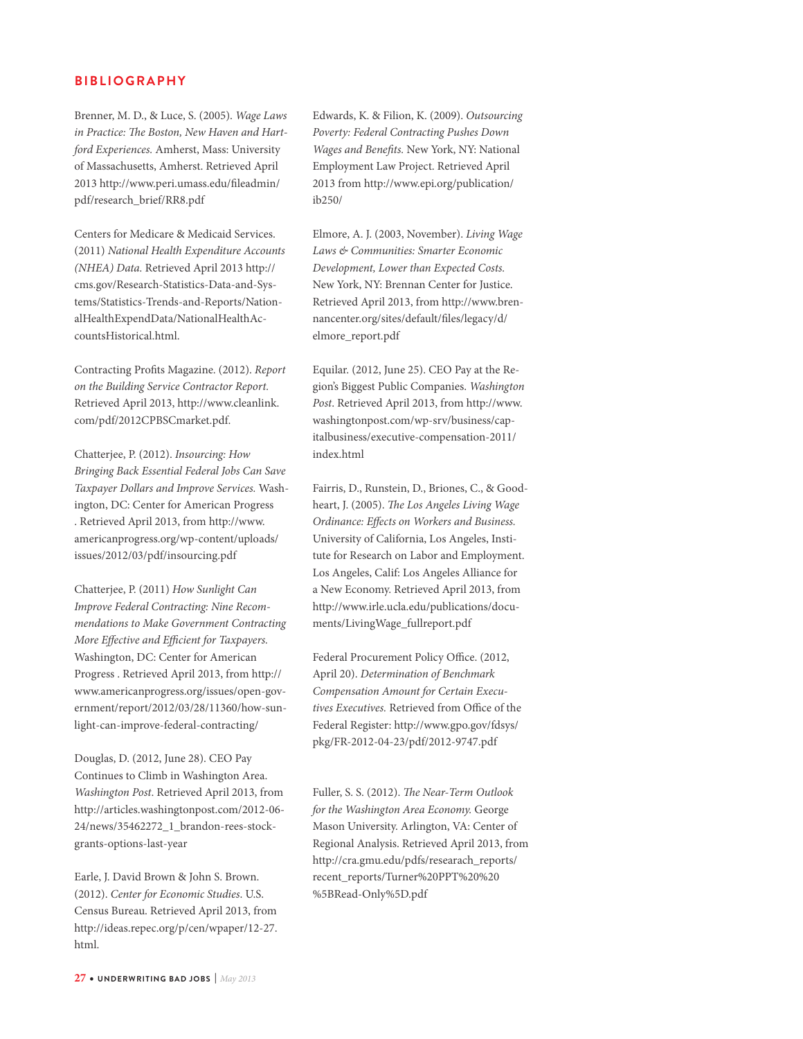## BIBLIOGRAPHY

Brenner, M. D., & Luce, S. (2005). *Wage Laws in Practice: The Boston, New Haven and Hartford Experiences.* Amherst, Mass: University of Massachusetts, Amherst. Retrieved April 2013 http://www.peri.umass.edu/fileadmin/pdf/research_brief/RR8.pdf

Centers for Medicare & Medicaid Services. (2011) *National Health Expenditure Accounts (NHEA) Data.* Retrieved April 2013 http://cms.gov/Research-Statistics-Data-and-Systems/Statistics-Trends-and-Reports/NationalHealthExpendData/NationalHealthAccountsHistorical.html.

Contracting Profits Magazine. (2012). *Report on the Building Service Contractor Report.* Retrieved April 2013, http://www.cleanlink.com/pdf/2012CPBSCmarket.pdf.

Chatterjee, P. (2012). *Insourcing: How Bringing Back Essential Federal Jobs Can Save Taxpayer Dollars and Improve Services.* Washington, DC: Center for American Progress . Retrieved April 2013, from http://www.americanprogress.org/wp-content/uploads/issues/2012/03/pdf/insourcing.pdf

Chatterjee, P. (2011) *How Sunlight Can Improve Federal Contracting: Nine Recommendations to Make Government Contracting More Effective and Efficient for Taxpayers.* Washington, DC: Center for American Progress . Retrieved April 2013, from http://www.americanprogress.org/issues/open-government/report/2012/03/28/11360/how-sunlight-can-improve-federal-contracting/

Douglas, D. (2012, June 28). CEO Pay Continues to Climb in Washington Area. *Washington Post*. Retrieved April 2013, from http://articles.washingtonpost.com/2012-06-24/news/35462272_1_brandon-rees-stock-grants-options-last-year

Earle, J. David Brown & John S. Brown. (2012). *Center for Economic Studies.* U.S. Census Bureau. Retrieved April 2013, from http://ideas.repec.org/p/cen/wpaper/12-27.html.

Edwards, K. & Filion, K. (2009). *Outsourcing Poverty: Federal Contracting Pushes Down Wages and Benefits.* New York, NY: National Employment Law Project. Retrieved April 2013 from http://www.epi.org/publication/ib250/

Elmore, A. J. (2003, November). *Living Wage Laws & Communities: Smarter Economic Development, Lower than Expected Costs.* New York, NY: Brennan Center for Justice. Retrieved April 2013, from http://www.brennancenter.org/sites/default/files/legacy/d/elmore_report.pdf

Equilar. (2012, June 25). CEO Pay at the Region's Biggest Public Companies. *Washington Post*. Retrieved April 2013, from http://www.washingtonpost.com/wp-srv/business/capitalbusiness/executive-compensation-2011/index.html

Fairris, D., Runstein, D., Briones, C., & Goodheart, J. (2005). *The Los Angeles Living Wage Ordinance: Effects on Workers and Business.* University of California, Los Angeles, Institute for Research on Labor and Employment. Los Angeles, Calif: Los Angeles Alliance for a New Economy. Retrieved April 2013, from http://www.irle.ucla.edu/publications/documents/LivingWage_fullreport.pdf

Federal Procurement Policy Office. (2012, April 20). *Determination of Benchmark Compensation Amount for Certain Executives Executives.* Retrieved from Office of the Federal Register: http://www.gpo.gov/fdsys/pkg/FR-2012-04-23/pdf/2012-9747.pdf

Fuller, S. S. (2012). *The Near-Term Outlook for the Washington Area Economy.* George Mason University. Arlington, VA: Center of Regional Analysis. Retrieved April 2013, from http://cra.gmu.edu/pdfs/researach_reports/recent_reports/Turner%20PPT%20%20%5BRead-Only%5D.pdf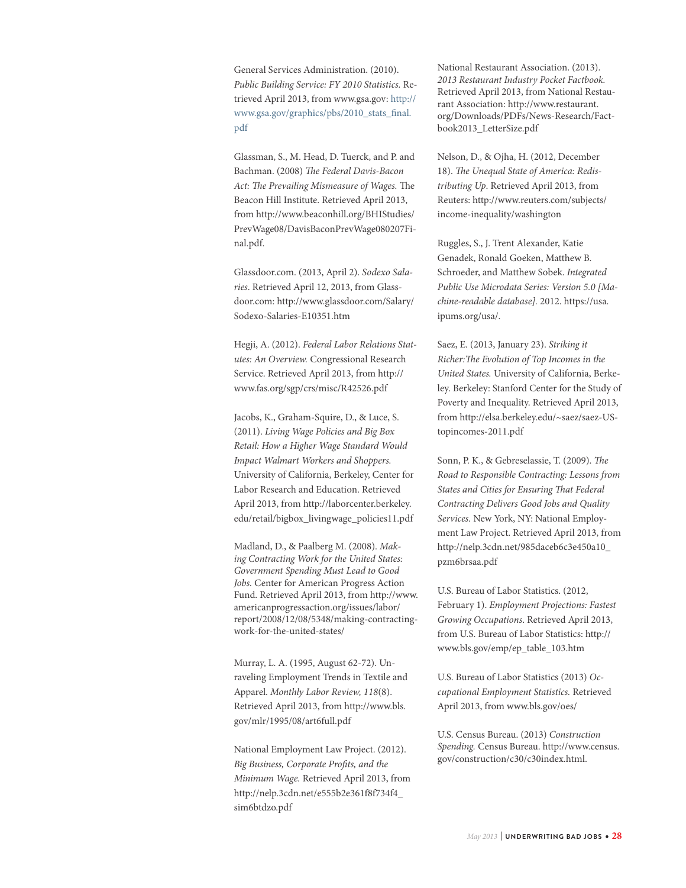General Services Administration. (2010). *Public Building Service: FY 2010 Statistics.* Retrieved April 2013, from www.gsa.gov: http://www.gsa.gov/graphics/pbs/2010_stats_final.pdf

Glassman, S., M. Head, D. Tuerck, and P. and Bachman. (2008) *The Federal Davis-Bacon Act: The Prevailing Mismeasure of Wages.* The Beacon Hill Institute. Retrieved April 2013, from http://www.beaconhill.org/BHIStudies/PrevWage08/DavisBaconPrevWage080207Final.pdf.

Glassdoor.com. (2013, April 2). *Sodexo Salaries.* Retrieved April 12, 2013, from Glassdoor.com: http://www.glassdoor.com/Salary/Sodexo-Salaries-E10351.htm

Hegji, A. (2012). *Federal Labor Relations Statutes: An Overview.* Congressional Research Service. Retrieved April 2013, from http://www.fas.org/sgp/crs/misc/R42526.pdf

Jacobs, K., Graham-Squire, D., & Luce, S. (2011). *Living Wage Policies and Big Box Retail: How a Higher Wage Standard Would Impact Walmart Workers and Shoppers.* University of California, Berkeley, Center for Labor Research and Education. Retrieved April 2013, from http://laborcenter.berkeley.edu/retail/bigbox_livingwage_policies11.pdf

Madland, D., & Paalberg M. (2008). *Making Contracting Work for the United States: Government Spending Must Lead to Good Jobs.* Center for American Progress Action Fund. Retrieved April 2013, from http://www.americanprogressaction.org/issues/labor/report/2008/12/08/5348/making-contracting-work-for-the-united-states/

Murray, L. A. (1995, August 62-72). Unraveling Employment Trends in Textile and Apparel. *Monthly Labor Review, 118*(8). Retrieved April 2013, from http://www.bls.gov/mlr/1995/08/art6full.pdf

National Employment Law Project. (2012). *Big Business, Corporate Profits, and the Minimum Wage.* Retrieved April 2013, from http://nelp.3cdn.net/e555b2e361f8f734f4_sim6btdzo.pdf

National Restaurant Association. (2013). *2013 Restaurant Industry Pocket Factbook.* Retrieved April 2013, from National Restaurant Association: http://www.restaurant.org/Downloads/PDFs/News-Research/Factbook2013_LetterSize.pdf

Nelson, D., & Ojha, H. (2012, December 18). *The Unequal State of America: Redistributing Up.* Retrieved April 2013, from Reuters: http://www.reuters.com/subjects/income-inequality/washington

Ruggles, S., J. Trent Alexander, Katie Genadek, Ronald Goeken, Matthew B. Schroeder, and Matthew Sobek. *Integrated Public Use Microdata Series: Version 5.0 [Machine-readable database].* 2012. https://usa.ipums.org/usa/.

Saez, E. (2013, January 23). *Striking it Richer:The Evolution of Top Incomes in the United States.* University of California, Berkeley. Berkeley: Stanford Center for the Study of Poverty and Inequality. Retrieved April 2013, from http://elsa.berkeley.edu/~saez/saez-UStopincomes-2011.pdf

Sonn, P. K., & Gebreselassie, T. (2009). *The Road to Responsible Contracting: Lessons from States and Cities for Ensuring That Federal Contracting Delivers Good Jobs and Quality Services.* New York, NY: National Employment Law Project. Retrieved April 2013, from http://nelp.3cdn.net/985daceb6c3e450a10_pzm6brsaa.pdf

U.S. Bureau of Labor Statistics. (2012, February 1). *Employment Projections: Fastest Growing Occupations.* Retrieved April 2013, from U.S. Bureau of Labor Statistics: http://www.bls.gov/emp/ep_table_103.htm

U.S. Bureau of Labor Statistics (2013) *Occupational Employment Statistics.* Retrieved April 2013, from www.bls.gov/oes/

U.S. Census Bureau. (2013) *Construction Spending.* Census Bureau. http://www.census.gov/construction/c30/c30index.html.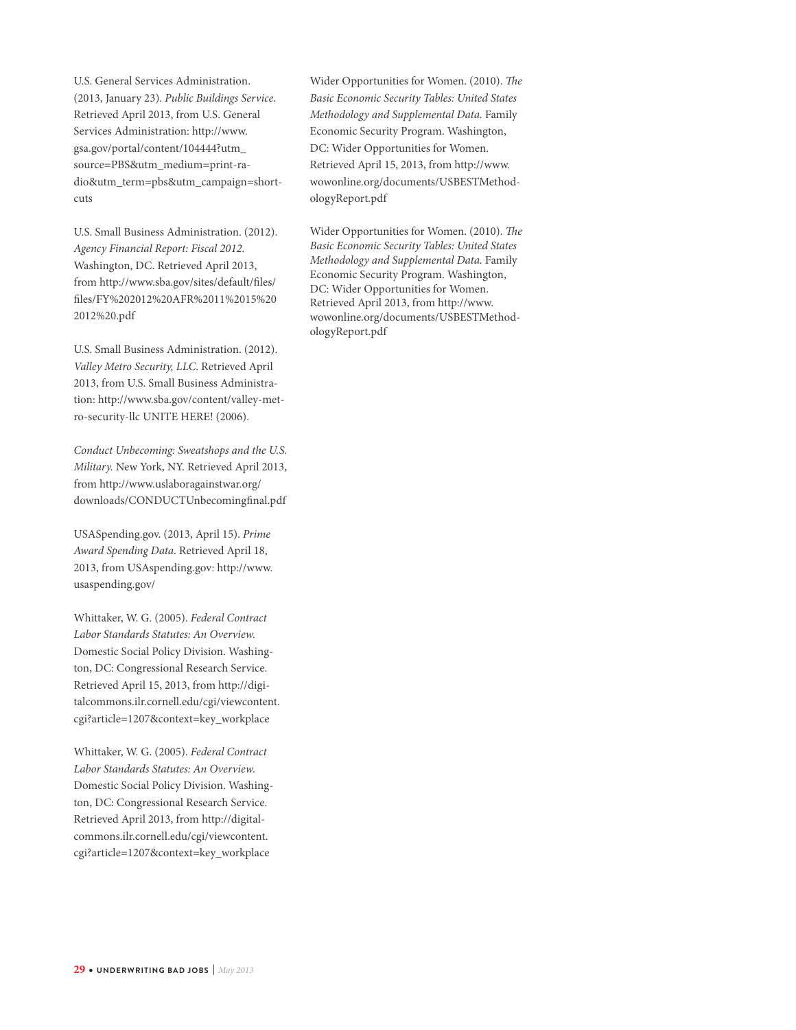U.S. General Services Administration. (2013, January 23). *Public Buildings Service.* Retrieved April 2013, from U.S. General Services Administration: http://www.gsa.gov/portal/content/104444?utm_source=PBS&utm_medium=print-radio&utm_term=pbs&utm_campaign=shortcuts

U.S. Small Business Administration. (2012). *Agency Financial Report: Fiscal 2012.* Washington, DC. Retrieved April 2013, from http://www.sba.gov/sites/default/files/files/FY%202012%20AFR%2011%2015%202012%20.pdf

U.S. Small Business Administration. (2012). *Valley Metro Security, LLC.* Retrieved April 2013, from U.S. Small Business Administration: http://www.sba.gov/content/valley-metro-security-llc UNITE HERE! (2006).

*Conduct Unbecoming: Sweatshops and the U.S. Military.* New York, NY. Retrieved April 2013, from http://www.uslaboragainstwar.org/downloads/CONDUCTUnbecomingfinal.pdf

USASpending.gov. (2013, April 15). *Prime Award Spending Data.* Retrieved April 18, 2013, from USAspending.gov: http://www.usaspending.gov/

Whittaker, W. G. (2005). *Federal Contract Labor Standards Statutes: An Overview.* Domestic Social Policy Division. Washington, DC: Congressional Research Service. Retrieved April 15, 2013, from http://digitalcommons.ilr.cornell.edu/cgi/viewcontent.cgi?article=1207&context=key_workplace

Whittaker, W. G. (2005). *Federal Contract Labor Standards Statutes: An Overview.* Domestic Social Policy Division. Washington, DC: Congressional Research Service. Retrieved April 2013, from http://digitalcommons.ilr.cornell.edu/cgi/viewcontent.cgi?article=1207&context=key_workplace

Wider Opportunities for Women. (2010). *The Basic Economic Security Tables: United States Methodology and Supplemental Data.* Family Economic Security Program. Washington, DC: Wider Opportunities for Women. Retrieved April 15, 2013, from http://www.wowonline.org/documents/USBESTMethodologyReport.pdf

Wider Opportunities for Women. (2010). *The Basic Economic Security Tables: United States Methodology and Supplemental Data.* Family Economic Security Program. Washington, DC: Wider Opportunities for Women. Retrieved April 2013, from http://www.wowonline.org/documents/USBESTMethodologyReport.pdf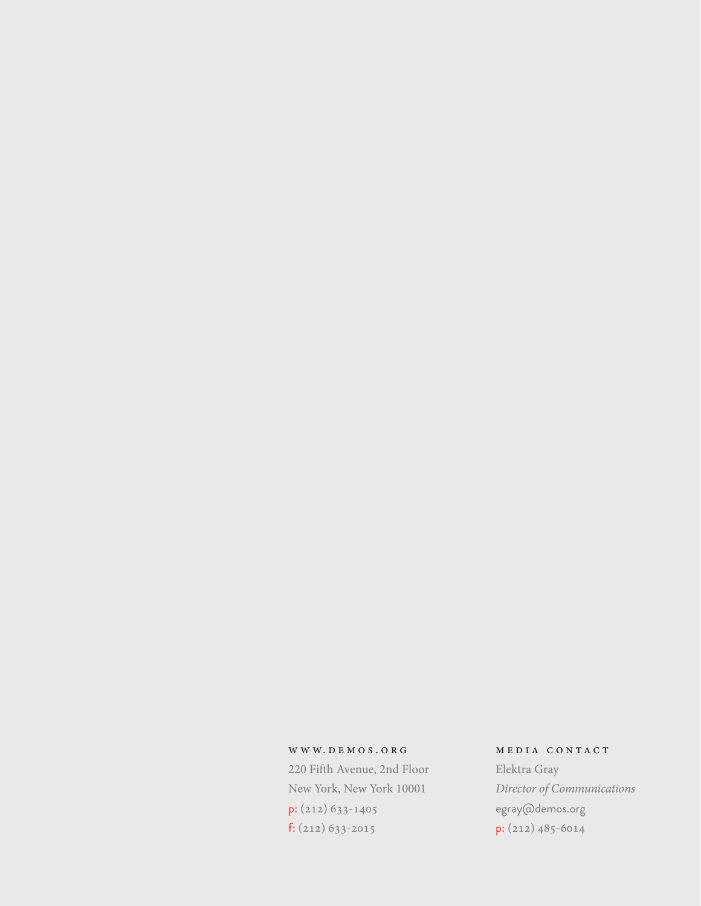WWW.DEMOS.ORG

220 Fifth Avenue, 2nd Floor
New York, New York 10001
p: (212) 633-1405
f: (212) 633-2015

MEDIA CONTACT

Elektra Gray
*Director of Communications*
egray@demos.org
p: (212) 485-6014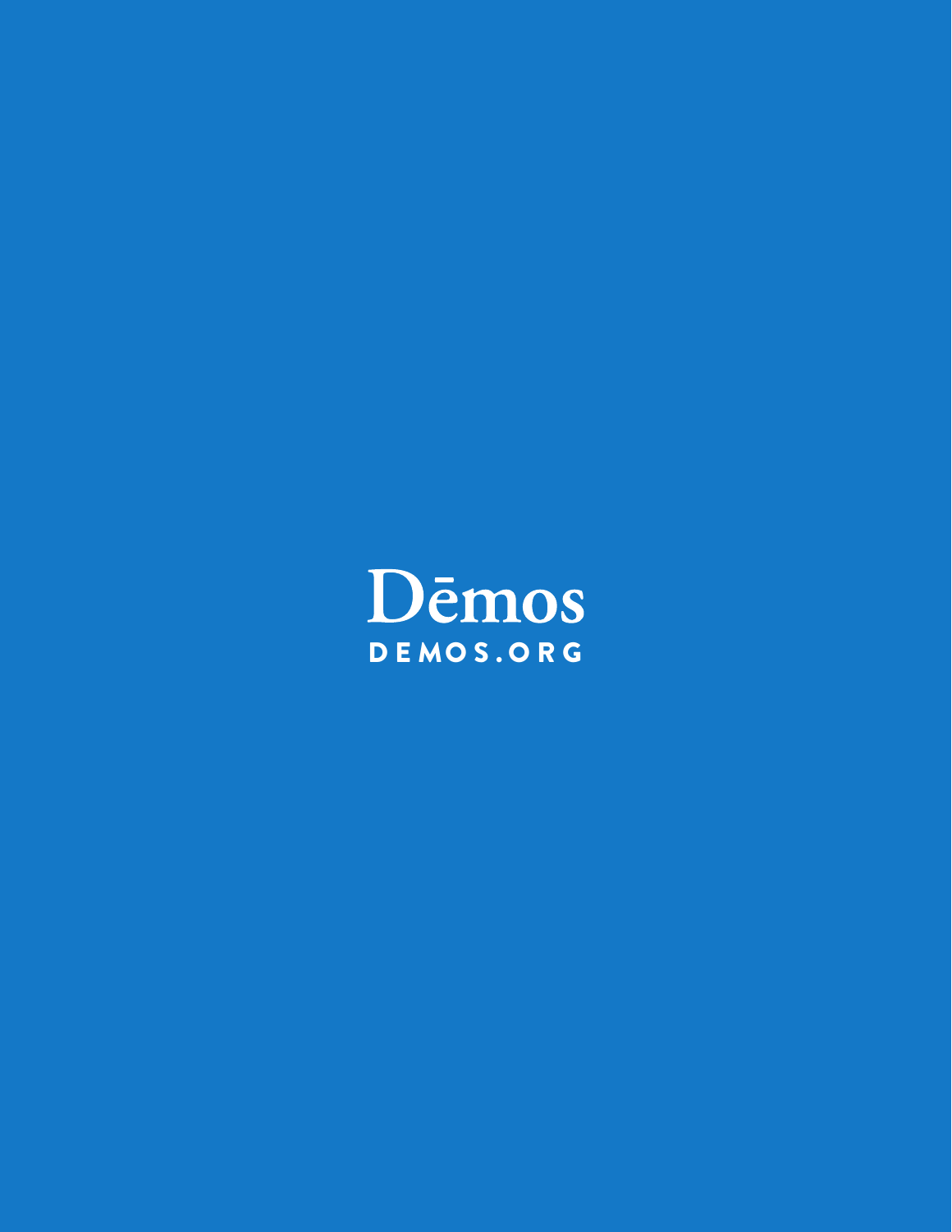Dēmos

DEMOS.ORG